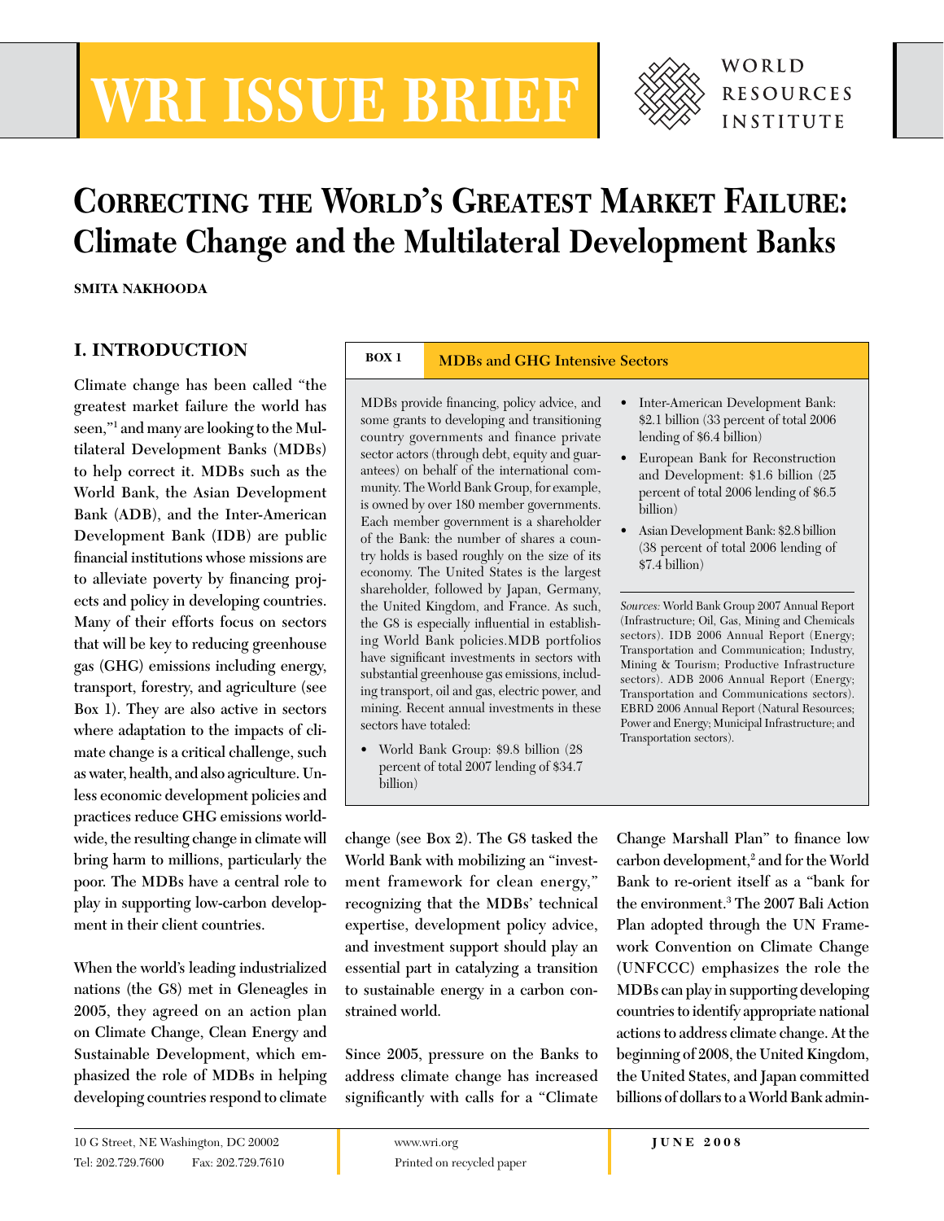# WRI ISSUE BRIEF

WORLD RESOURCES INSTITUTE

# Correcting the World's Greatest Market Failure: Climate Change and the Multilateral Development Banks

**SMITA NAKHOODA**

## I. INTRODUCTION

Climate change has been called "the greatest market failure the world has seen,"[1] and many are looking to the Multilateral Development Banks (MDBs) to help correct it. MDBs such as the World Bank, the Asian Development Bank (ADB), and the Inter-American Development Bank (IDB) are public financial institutions whose missions are to alleviate poverty by financing projects and policy in developing countries. Many of their efforts focus on sectors that will be key to reducing greenhouse gas (GHG) emissions including energy, transport, forestry, and agriculture (see Box 1). They are also active in sectors where adaptation to the impacts of climate change is a critical challenge, such as water, health, and also agriculture. Unless economic development policies and practices reduce GHG emissions worldwide, the resulting change in climate will bring harm to millions, particularly the poor. The MDBs have a central role to play in supporting low-carbon development in their client countries.

> **BOX 1 — MDBs and GHG Intensive Sectors**
>
> MDBs provide financing, policy advice, and some grants to developing and transitioning country governments and finance private sector actors (through debt, equity and guarantees) on behalf of the international community. The World Bank Group, for example, is owned by over 180 member governments. Each member government is a shareholder of the Bank: the number of shares a country holds is based roughly on the size of its economy. The United States is the largest shareholder, followed by Japan, Germany, the United Kingdom, and France. As such, the G8 is especially influential in establishing World Bank policies.MDB portfolios have significant investments in sectors with substantial greenhouse gas emissions, including transport, oil and gas, electric power, and mining. Recent annual investments in these sectors have totaled:
>
> - World Bank Group: $9.8 billion (28 percent of total 2007 lending of $34.7 billion)
> - Inter-American Development Bank: $2.1 billion (33 percent of total 2006 lending of $6.4 billion)
> - European Bank for Reconstruction and Development: $1.6 billion (25 percent of total 2006 lending of $6.5 billion)
> - Asian Development Bank: $2.8 billion (38 percent of total 2006 lending of $7.4 billion)
>
> *Sources:* World Bank Group 2007 Annual Report (Infrastructure; Oil, Gas, Mining and Chemicals sectors). IDB 2006 Annual Report (Energy; Transportation and Communication; Industry, Mining & Tourism; Productive Infrastructure sectors). ADB 2006 Annual Report (Energy; Transportation and Communications sectors). EBRD 2006 Annual Report (Natural Resources; Power and Energy; Municipal Infrastructure; and Transportation sectors).

When the world's leading industrialized nations (the G8) met in Gleneagles in 2005, they agreed on an action plan on Climate Change, Clean Energy and Sustainable Development, which emphasized the role of MDBs in helping developing countries respond to climate change (see Box 2). The G8 tasked the World Bank with mobilizing an "investment framework for clean energy," recognizing that the MDBs' technical expertise, development policy advice, and investment support should play an essential part in catalyzing a transition to sustainable energy in a carbon constrained world.

Since 2005, pressure on the Banks to address climate change has increased significantly with calls for a "Climate Change Marshall Plan" to finance low carbon development,[2] and for the World Bank to re-orient itself as a "bank for the environment.[3] The 2007 Bali Action Plan adopted through the UN Framework Convention on Climate Change (UNFCCC) emphasizes the role the MDBs can play in supporting developing countries to identify appropriate national actions to address climate change. At the beginning of 2008, the United Kingdom, the United States, and Japan committed billions of dollars to a World Bank admin-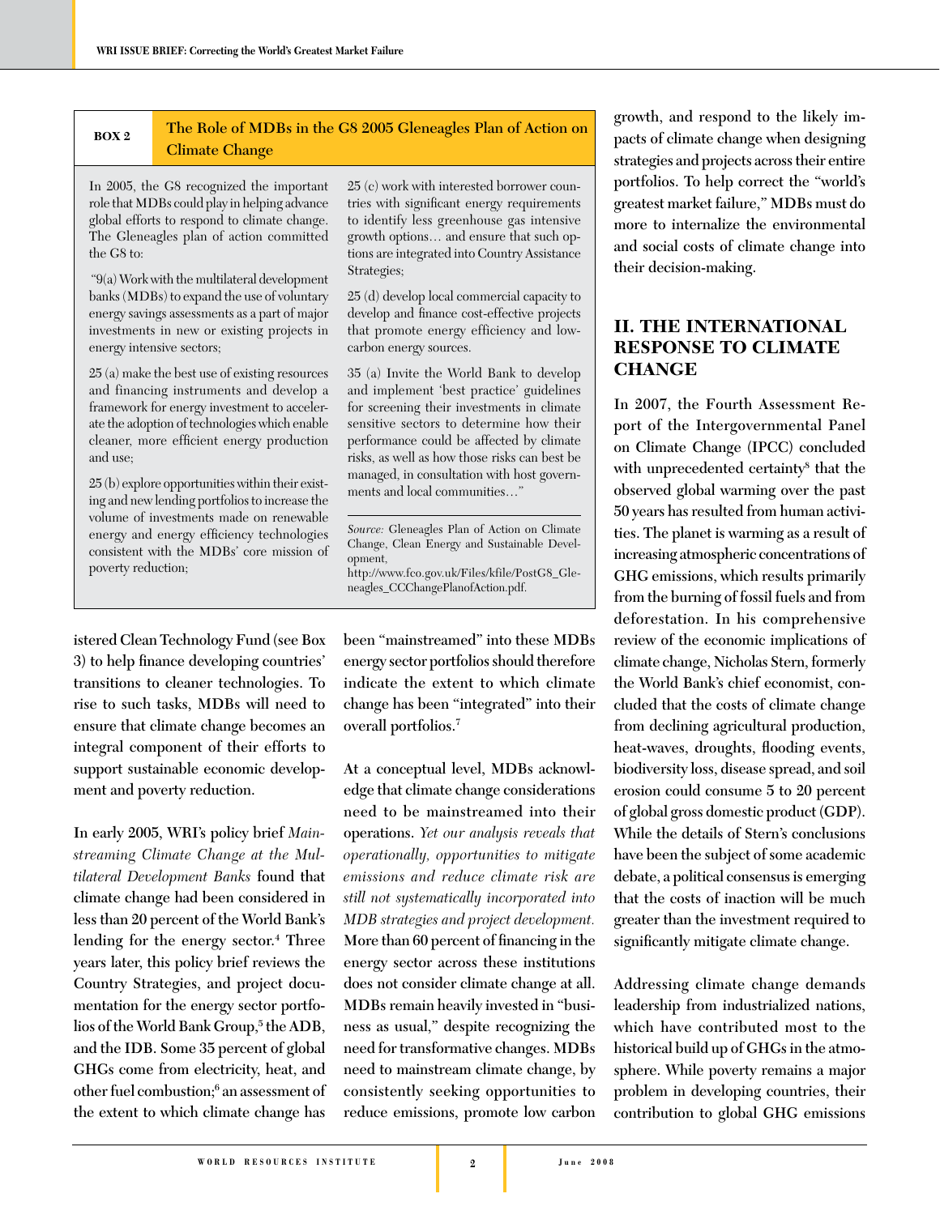**BOX 2 — The Role of MDBs in the G8 2005 Gleneagles Plan of Action on Climate Change**

In 2005, the G8 recognized the important role that MDBs could play in helping advance global efforts to respond to climate change. The Gleneagles plan of action committed the G8 to:

"9(a) Work with the multilateral development banks (MDBs) to expand the use of voluntary energy savings assessments as a part of major investments in new or existing projects in energy intensive sectors;

25 (a) make the best use of existing resources and financing instruments and develop a framework for energy investment to accelerate the adoption of technologies which enable cleaner, more efficient energy production and use;

25 (b) explore opportunities within their existing and new lending portfolios to increase the volume of investments made on renewable energy and energy efficiency technologies consistent with the MDBs' core mission of poverty reduction;

25 (c) work with interested borrower countries with significant energy requirements to identify less greenhouse gas intensive growth options… and ensure that such options are integrated into Country Assistance Strategies;

25 (d) develop local commercial capacity to develop and finance cost-effective projects that promote energy efficiency and low-carbon energy sources.

35 (a) Invite the World Bank to develop and implement 'best practice' guidelines for screening their investments in climate sensitive sectors to determine how their performance could be affected by climate risks, as well as how those risks can best be managed, in consultation with host governments and local communities…"

*Source:* Gleneagles Plan of Action on Climate Change, Clean Energy and Sustainable Development, http://www.fco.gov.uk/Files/kfile/PostG8_Gleneagles_CCChangePlanofAction.pdf.

---

istered Clean Technology Fund (see Box 3) to help finance developing countries' transitions to cleaner technologies. To rise to such tasks, MDBs will need to ensure that climate change becomes an integral component of their efforts to support sustainable economic development and poverty reduction.

In early 2005, WRI's policy brief *Mainstreaming Climate Change at the Multilateral Development Banks* found that climate change had been considered in less than 20 percent of the World Bank's lending for the energy sector.[4] Three years later, this policy brief reviews the Country Strategies, and project documentation for the energy sector portfolios of the World Bank Group,[5] the ADB, and the IDB. Some 35 percent of global GHGs come from electricity, heat, and other fuel combustion;[6] an assessment of the extent to which climate change has been "mainstreamed" into these MDBs energy sector portfolios should therefore indicate the extent to which climate change has been "integrated" into their overall portfolios.[7]

At a conceptual level, MDBs acknowledge that climate change considerations need to be mainstreamed into their operations. *Yet our analysis reveals that operationally, opportunities to mitigate emissions and reduce climate risk are still not systematically incorporated into MDB strategies and project development.* More than 60 percent of financing in the energy sector across these institutions does not consider climate change at all. MDBs remain heavily invested in "business as usual," despite recognizing the need for transformative changes. MDBs need to mainstream climate change, by consistently seeking opportunities to reduce emissions, promote low carbon growth, and respond to the likely impacts of climate change when designing strategies and projects across their entire portfolios. To help correct the "world's greatest market failure," MDBs must do more to internalize the environmental and social costs of climate change into their decision-making.

## II. THE INTERNATIONAL RESPONSE TO CLIMATE CHANGE

In 2007, the Fourth Assessment Report of the Intergovernmental Panel on Climate Change (IPCC) concluded with unprecedented certainty[8] that the observed global warming over the past 50 years has resulted from human activities. The planet is warming as a result of increasing atmospheric concentrations of GHG emissions, which results primarily from the burning of fossil fuels and from deforestation. In his comprehensive review of the economic implications of climate change, Nicholas Stern, formerly the World Bank's chief economist, concluded that the costs of climate change from declining agricultural production, heat-waves, droughts, flooding events, biodiversity loss, disease spread, and soil erosion could consume 5 to 20 percent of global gross domestic product (GDP). While the details of Stern's conclusions have been the subject of some academic debate, a political consensus is emerging that the costs of inaction will be much greater than the investment required to significantly mitigate climate change.

Addressing climate change demands leadership from industrialized nations, which have contributed most to the historical build up of GHGs in the atmosphere. While poverty remains a major problem in developing countries, their contribution to global GHG emissions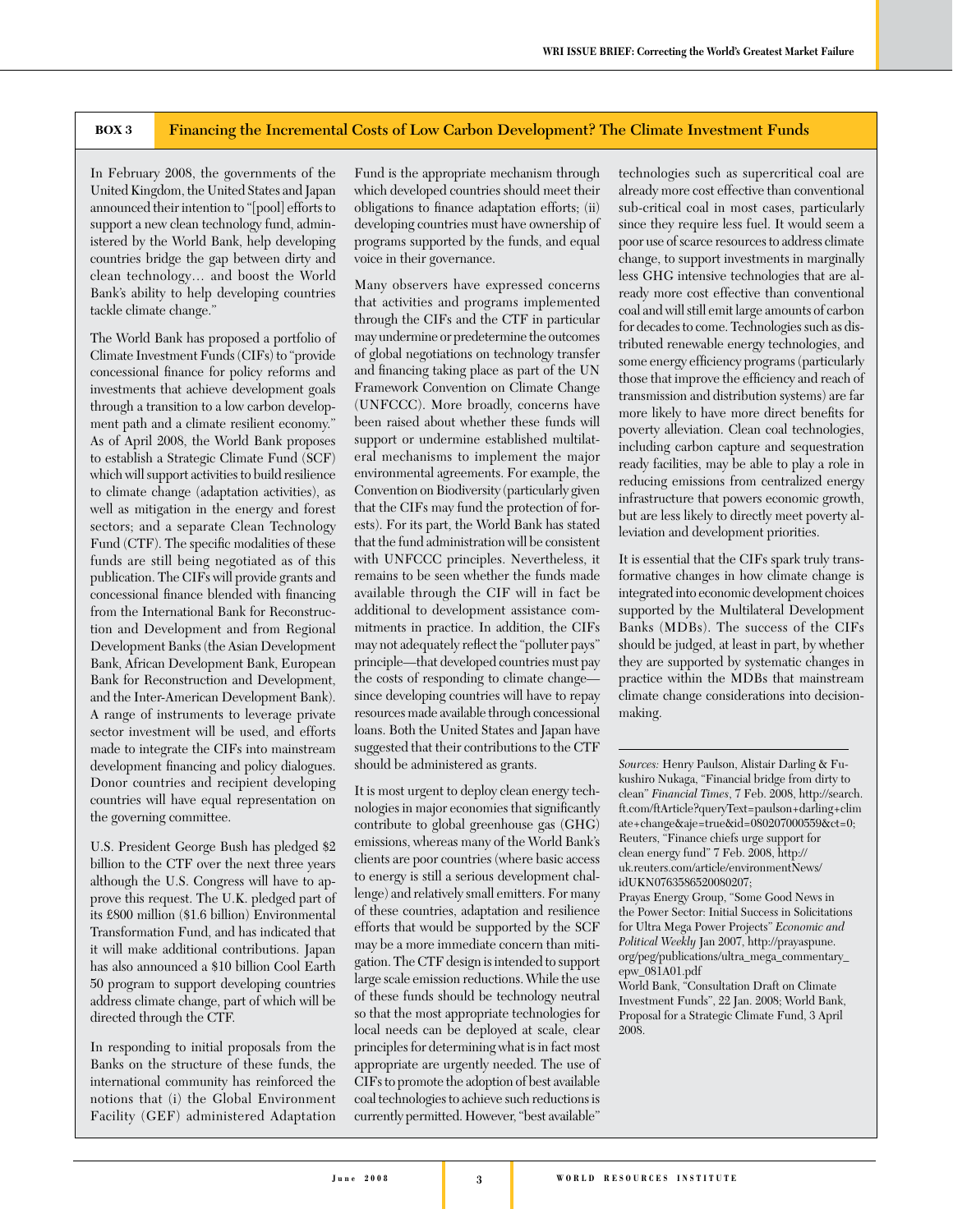## BOX 3 Financing the Incremental Costs of Low Carbon Development? The Climate Investment Funds

In February 2008, the governments of the United Kingdom, the United States and Japan announced their intention to "[pool] efforts to support a new clean technology fund, administered by the World Bank, help developing countries bridge the gap between dirty and clean technology… and boost the World Bank's ability to help developing countries tackle climate change."

The World Bank has proposed a portfolio of Climate Investment Funds (CIFs) to "provide concessional finance for policy reforms and investments that achieve development goals through a transition to a low carbon development path and a climate resilient economy." As of April 2008, the World Bank proposes to establish a Strategic Climate Fund (SCF) which will support activities to build resilience to climate change (adaptation activities), as well as mitigation in the energy and forest sectors; and a separate Clean Technology Fund (CTF). The specific modalities of these funds are still being negotiated as of this publication. The CIFs will provide grants and concessional finance blended with financing from the International Bank for Reconstruction and Development and from Regional Development Banks (the Asian Development Bank, African Development Bank, European Bank for Reconstruction and Development, and the Inter-American Development Bank). A range of instruments to leverage private sector investment will be used, and efforts made to integrate the CIFs into mainstream development financing and policy dialogues. Donor countries and recipient developing countries will have equal representation on the governing committee.

U.S. President George Bush has pledged $2 billion to the CTF over the next three years although the U.S. Congress will have to approve this request. The U.K. pledged part of its £800 million ($1.6 billion) Environmental Transformation Fund, and has indicated that it will make additional contributions. Japan has also announced a $10 billion Cool Earth 50 program to support developing countries address climate change, part of which will be directed through the CTF.

In responding to initial proposals from the Banks on the structure of these funds, the international community has reinforced the notions that (i) the Global Environment Facility (GEF) administered Adaptation Fund is the appropriate mechanism through which developed countries should meet their obligations to finance adaptation efforts; (ii) developing countries must have ownership of programs supported by the funds, and equal voice in their governance.

Many observers have expressed concerns that activities and programs implemented through the CIFs and the CTF in particular may undermine or predetermine the outcomes of global negotiations on technology transfer and financing taking place as part of the UN Framework Convention on Climate Change (UNFCCC). More broadly, concerns have been raised about whether these funds will support or undermine established multilateral mechanisms to implement the major environmental agreements. For example, the Convention on Biodiversity (particularly given that the CIFs may fund the protection of forests). For its part, the World Bank has stated that the fund administration will be consistent with UNFCCC principles. Nevertheless, it remains to be seen whether the funds made available through the CIF will in fact be additional to development assistance commitments in practice. In addition, the CIFs may not adequately reflect the "polluter pays" principle—that developed countries must pay the costs of responding to climate change—since developing countries will have to repay resources made available through concessional loans. Both the United States and Japan have suggested that their contributions to the CTF should be administered as grants.

It is most urgent to deploy clean energy technologies in major economies that significantly contribute to global greenhouse gas (GHG) emissions, whereas many of the World Bank's clients are poor countries (where basic access to energy is still a serious development challenge) and relatively small emitters. For many of these countries, adaptation and resilience efforts that would be supported by the SCF may be a more immediate concern than mitigation. The CTF design is intended to support large scale emission reductions. While the use of these funds should be technology neutral so that the most appropriate technologies for local needs can be deployed at scale, clear principles for determining what is in fact most appropriate are urgently needed. The use of CIFs to promote the adoption of best available coal technologies to achieve such reductions is currently permitted. However, "best available" technologies such as supercritical coal are already more cost effective than conventional sub-critical coal in most cases, particularly since they require less fuel. It would seem a poor use of scarce resources to address climate change, to support investments in marginally less GHG intensive technologies that are already more cost effective than conventional coal and will still emit large amounts of carbon for decades to come. Technologies such as distributed renewable energy technologies, and some energy efficiency programs (particularly those that improve the efficiency and reach of transmission and distribution systems) are far more likely to have more direct benefits for poverty alleviation. Clean coal technologies, including carbon capture and sequestration ready facilities, may be able to play a role in reducing emissions from centralized energy infrastructure that powers economic growth, but are less likely to directly meet poverty alleviation and development priorities.

It is essential that the CIFs spark truly transformative changes in how climate change is integrated into economic development choices supported by the Multilateral Development Banks (MDBs). The success of the CIFs should be judged, at least in part, by whether they are supported by systematic changes in practice within the MDBs that mainstream climate change considerations into decision-making.

---

*Sources:* Henry Paulson, Alistair Darling & Fukushiro Nukaga, "Financial bridge from dirty to clean" *Financial Times*, 7 Feb. 2008, http://search.ft.com/ftArticle?queryText=paulson+darling+climate+change&aje=true&id=080207000559&ct=0; Reuters, "Finance chiefs urge support for clean energy fund" 7 Feb. 2008, http://uk.reuters.com/article/environmentNews/idUKN0763586520080207;
Prayas Energy Group, "Some Good News in the Power Sector: Initial Success in Solicitations for Ultra Mega Power Projects" *Economic and Political Weekly* Jan 2007, http://prayaspune.org/peg/publications/ultra_mega_commentary_epw_081A01.pdf
World Bank, "Consultation Draft on Climate Investment Funds", 22 Jan. 2008; World Bank, Proposal for a Strategic Climate Fund, 3 April 2008.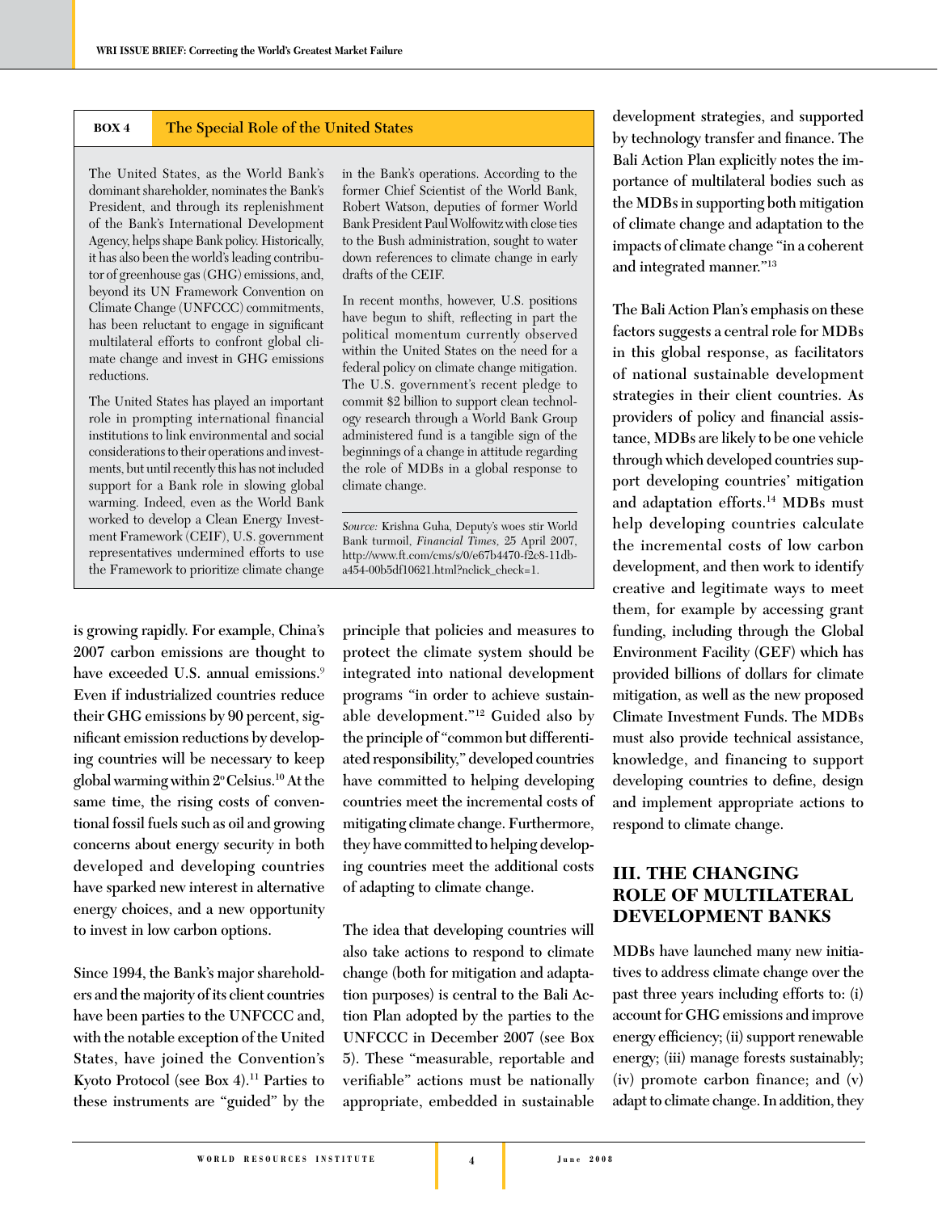**BOX 4 The Special Role of the United States**

The United States, as the World Bank's dominant shareholder, nominates the Bank's President, and through its replenishment of the Bank's International Development Agency, helps shape Bank policy. Historically, it has also been the world's leading contributor of greenhouse gas (GHG) emissions, and, beyond its UN Framework Convention on Climate Change (UNFCCC) commitments, has been reluctant to engage in significant multilateral efforts to confront global climate change and invest in GHG emissions reductions.

The United States has played an important role in prompting international financial institutions to link environmental and social considerations to their operations and investments, but until recently this has not included support for a Bank role in slowing global warming. Indeed, even as the World Bank worked to develop a Clean Energy Investment Framework (CEIF), U.S. government representatives undermined efforts to use the Framework to prioritize climate change in the Bank's operations. According to the former Chief Scientist of the World Bank, Robert Watson, deputies of former World Bank President Paul Wolfowitz with close ties to the Bush administration, sought to water down references to climate change in early drafts of the CEIF.

In recent months, however, U.S. positions have begun to shift, reflecting in part the political momentum currently observed within the United States on the need for a federal policy on climate change mitigation. The U.S. government's recent pledge to commit $2 billion to support clean technology research through a World Bank Group administered fund is a tangible sign of the beginnings of a change in attitude regarding the role of MDBs in a global response to climate change.

*Source:* Krishna Guha, Deputy's woes stir World Bank turmoil, *Financial Times*, 25 April 2007, http://www.ft.com/cms/s/0/e67b4470-f2c8-11db-a454-00b5df10621.html?nclick_check=1.

**is growing rapidly. For example, China's 2007 carbon emissions are thought to have exceeded U.S. annual emissions.[9] Even if industrialized countries reduce their GHG emissions by 90 percent, significant emission reductions by developing countries will be necessary to keep global warming within 2° Celsius.[10] At the same time, the rising costs of conventional fossil fuels such as oil and growing concerns about energy security in both developed and developing countries have sparked new interest in alternative energy choices, and a new opportunity to invest in low carbon options.**

**Since 1994, the Bank's major shareholders and the majority of its client countries have been parties to the UNFCCC and, with the notable exception of the United States, have joined the Convention's Kyoto Protocol (see Box 4).[11] Parties to these instruments are "guided" by the principle that policies and measures to protect the climate system should be integrated into national development programs "in order to achieve sustainable development."[12] Guided also by the principle of "common but differentiated responsibility," developed countries have committed to helping developing countries meet the incremental costs of mitigating climate change. Furthermore, they have committed to helping developing countries meet the additional costs of adapting to climate change.**

**The idea that developing countries will also take actions to respond to climate change (both for mitigation and adaptation purposes) is central to the Bali Action Plan adopted by the parties to the UNFCCC in December 2007 (see Box 5). These "measurable, reportable and verifiable" actions must be nationally appropriate, embedded in sustainable development strategies, and supported by technology transfer and finance. The Bali Action Plan explicitly notes the importance of multilateral bodies such as the MDBs in supporting both mitigation of climate change and adaptation to the impacts of climate change "in a coherent and integrated manner."[13]**

**The Bali Action Plan's emphasis on these factors suggests a central role for MDBs in this global response, as facilitators of national sustainable development strategies in their client countries. As providers of policy and financial assistance, MDBs are likely to be one vehicle through which developed countries support developing countries' mitigation and adaptation efforts.[14] MDBs must help developing countries calculate the incremental costs of low carbon development, and then work to identify creative and legitimate ways to meet them, for example by accessing grant funding, including through the Global Environment Facility (GEF) which has provided billions of dollars for climate mitigation, as well as the new proposed Climate Investment Funds. The MDBs must also provide technical assistance, knowledge, and financing to support developing countries to define, design and implement appropriate actions to respond to climate change.**

## III. THE CHANGING ROLE OF MULTILATERAL DEVELOPMENT BANKS

**MDBs have launched many new initiatives to address climate change over the past three years including efforts to: (i) account for GHG emissions and improve energy efficiency; (ii) support renewable energy; (iii) manage forests sustainably; (iv) promote carbon finance; and (v) adapt to climate change. In addition, they**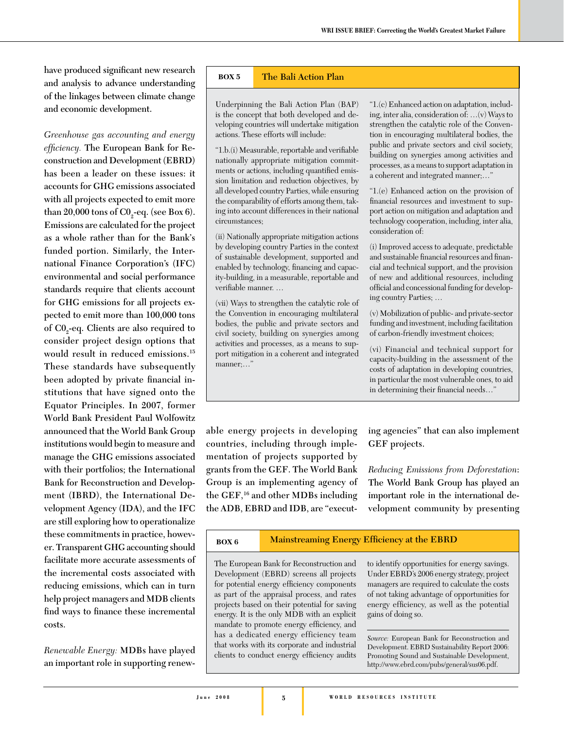have produced significant new research and analysis to advance understanding of the linkages between climate change and economic development.

*Greenhouse gas accounting and energy efficiency.* The European Bank for Reconstruction and Development (EBRD) has been a leader on these issues: it accounts for GHG emissions associated with all projects expected to emit more than 20,000 tons of $C0_2$-eq. (see Box 6). Emissions are calculated for the project as a whole rather than for the Bank's funded portion. Similarly, the International Finance Corporation's (IFC) environmental and social performance standards require that clients account for GHG emissions for all projects expected to emit more than 100,000 tons of $C0_2$-eq. Clients are also required to consider project design options that would result in reduced emissions.[15] These standards have subsequently been adopted by private financial institutions that have signed onto the Equator Principles. In 2007, former World Bank President Paul Wolfowitz announced that the World Bank Group institutions would begin to measure and manage the GHG emissions associated with their portfolios; the International Bank for Reconstruction and Development (IBRD), the International Development Agency (IDA), and the IFC are still exploring how to operationalize these commitments in practice, however. Transparent GHG accounting should facilitate more accurate assessments of the incremental costs associated with reducing emissions, which can in turn help project managers and MDB clients find ways to finance these incremental costs.

*Renewable Energy:* MDBs have played an important role in supporting renewable energy projects in developing countries, including through implementation of projects supported by grants from the GEF. The World Bank Group is an implementing agency of the GEF,[16] and other MDBs including the ADB, EBRD and IDB, are "executing agencies" that can also implement GEF projects.

*Reducing Emissions from Deforestation*: The World Bank Group has played an important role in the international development community by presenting

> **BOX 5 — The Bali Action Plan**
>
> Underpinning the Bali Action Plan (BAP) is the concept that both developed and developing countries will undertake mitigation actions. These efforts will include:
>
> "1.b.(i) Measurable, reportable and verifiable nationally appropriate mitigation commitments or actions, including quantified emission limitation and reduction objectives, by all developed country Parties, while ensuring the comparability of efforts among them, taking into account differences in their national circumstances;
>
> (ii) Nationally appropriate mitigation actions by developing country Parties in the context of sustainable development, supported and enabled by technology, financing and capacity-building, in a measurable, reportable and verifiable manner. …
>
> (vii) Ways to strengthen the catalytic role of the Convention in encouraging multilateral bodies, the public and private sectors and civil society, building on synergies among activities and processes, as a means to support mitigation in a coherent and integrated manner;…"
>
> "1.(c) Enhanced action on adaptation, including, inter alia, consideration of: …(v) Ways to strengthen the catalytic role of the Convention in encouraging multilateral bodies, the public and private sectors and civil society, building on synergies among activities and processes, as a means to support adaptation in a coherent and integrated manner;…"
>
> "1.(e) Enhanced action on the provision of financial resources and investment to support action on mitigation and adaptation and technology cooperation, including, inter alia, consideration of:
>
> (i) Improved access to adequate, predictable and sustainable financial resources and financial and technical support, and the provision of new and additional resources, including official and concessional funding for developing country Parties; …
>
> (v) Mobilization of public- and private-sector funding and investment, including facilitation of carbon-friendly investment choices;
>
> (vi) Financial and technical support for capacity-building in the assessment of the costs of adaptation in developing countries, in particular the most vulnerable ones, to aid in determining their financial needs…"

> **BOX 6 — Mainstreaming Energy Efficiency at the EBRD**
>
> The European Bank for Reconstruction and Development (EBRD) screens all projects for potential energy efficiency components as part of the appraisal process, and rates projects based on their potential for saving energy. It is the only MDB with an explicit mandate to promote energy efficiency, and has a dedicated energy efficiency team that works with its corporate and industrial clients to conduct energy efficiency audits to identify opportunities for energy savings. Under EBRD's 2006 energy strategy, project managers are required to calculate the costs of not taking advantage of opportunities for energy efficiency, as well as the potential gains of doing so.
>
> *Source:* European Bank for Reconstruction and Development. EBRD Sustainability Report 2006: Promoting Sound and Sustainable Development, http://www.ebrd.com/pubs/general/sus06.pdf.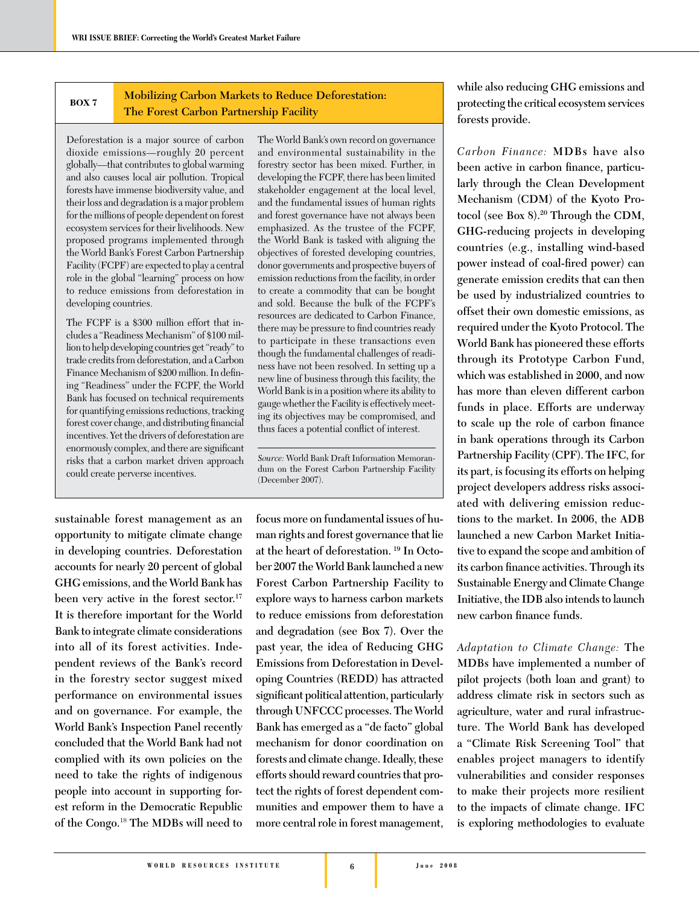**BOX 7**

### Mobilizing Carbon Markets to Reduce Deforestation: The Forest Carbon Partnership Facility

Deforestation is a major source of carbon dioxide emissions—roughly 20 percent globally—that contributes to global warming and also causes local air pollution. Tropical forests have immense biodiversity value, and their loss and degradation is a major problem for the millions of people dependent on forest ecosystem services for their livelihoods. New proposed programs implemented through the World Bank's Forest Carbon Partnership Facility (FCPF) are expected to play a central role in the global "learning" process on how to reduce emissions from deforestation in developing countries.

The FCPF is a $300 million effort that includes a "Readiness Mechanism" of $100 million to help developing countries get "ready" to trade credits from deforestation, and a Carbon Finance Mechanism of $200 million. In defining "Readiness" under the FCPF, the World Bank has focused on technical requirements for quantifying emissions reductions, tracking forest cover change, and distributing financial incentives. Yet the drivers of deforestation are enormously complex, and there are significant risks that a carbon market driven approach could create perverse incentives.

The World Bank's own record on governance and environmental sustainability in the forestry sector has been mixed. Further, in developing the FCPF, there has been limited stakeholder engagement at the local level, and the fundamental issues of human rights and forest governance have not always been emphasized. As the trustee of the FCPF, the World Bank is tasked with aligning the objectives of forested developing countries, donor governments and prospective buyers of emission reductions from the facility, in order to create a commodity that can be bought and sold. Because the bulk of the FCPF's resources are dedicated to Carbon Finance, there may be pressure to find countries ready to participate in these transactions even though the fundamental challenges of readiness have not been resolved. In setting up a new line of business through this facility, the World Bank is in a position where its ability to gauge whether the Facility is effectively meeting its objectives may be compromised, and thus faces a potential conflict of interest.

*Source:* World Bank Draft Information Memorandum on the Forest Carbon Partnership Facility (December 2007).

---

sustainable forest management as an opportunity to mitigate climate change in developing countries. Deforestation accounts for nearly 20 percent of global GHG emissions, and the World Bank has been very active in the forest sector.[17] It is therefore important for the World Bank to integrate climate considerations into all of its forest activities. Independent reviews of the Bank's record in the forestry sector suggest mixed performance on environmental issues and on governance. For example, the World Bank's Inspection Panel recently concluded that the World Bank had not complied with its own policies on the need to take the rights of indigenous people into account in supporting forest reform in the Democratic Republic of the Congo.[18] The MDBs will need to focus more on fundamental issues of human rights and forest governance that lie at the heart of deforestation.[19] In October 2007 the World Bank launched a new Forest Carbon Partnership Facility to explore ways to harness carbon markets to reduce emissions from deforestation and degradation (see Box 7). Over the past year, the idea of Reducing GHG Emissions from Deforestation in Developing Countries (REDD) has attracted significant political attention, particularly through UNFCCC processes. The World Bank has emerged as a "de facto" global mechanism for donor coordination on forests and climate change. Ideally, these efforts should reward countries that protect the rights of forest dependent communities and empower them to have a more central role in forest management, while also reducing GHG emissions and protecting the critical ecosystem services forests provide.

*Carbon Finance:* MDBs have also been active in carbon finance, particularly through the Clean Development Mechanism (CDM) of the Kyoto Protocol (see Box 8).[20] Through the CDM, GHG-reducing projects in developing countries (e.g., installing wind-based power instead of coal-fired power) can generate emission credits that can then be used by industrialized countries to offset their own domestic emissions, as required under the Kyoto Protocol. The World Bank has pioneered these efforts through its Prototype Carbon Fund, which was established in 2000, and now has more than eleven different carbon funds in place. Efforts are underway to scale up the role of carbon finance in bank operations through its Carbon Partnership Facility (CPF). The IFC, for its part, is focusing its efforts on helping project developers address risks associated with delivering emission reductions to the market. In 2006, the ADB launched a new Carbon Market Initiative to expand the scope and ambition of its carbon finance activities. Through its Sustainable Energy and Climate Change Initiative, the IDB also intends to launch new carbon finance funds.

*Adaptation to Climate Change:* The MDBs have implemented a number of pilot projects (both loan and grant) to address climate risk in sectors such as agriculture, water and rural infrastructure. The World Bank has developed a "Climate Risk Screening Tool" that enables project managers to identify vulnerabilities and consider responses to make their projects more resilient to the impacts of climate change. IFC is exploring methodologies to evaluate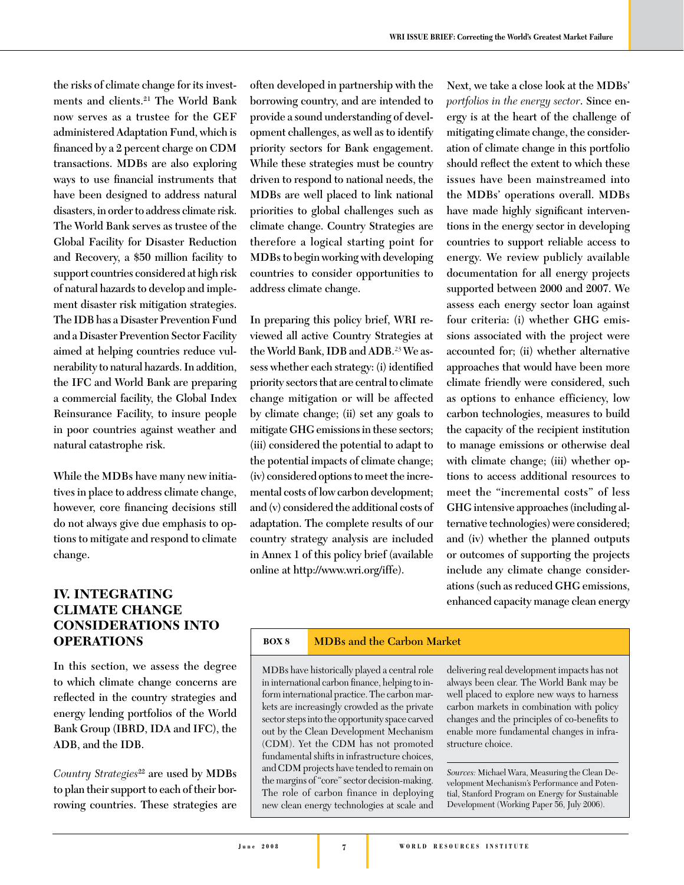the risks of climate change for its investments and clients.[21] The World Bank now serves as a trustee for the GEF administered Adaptation Fund, which is financed by a 2 percent charge on CDM transactions. MDBs are also exploring ways to use financial instruments that have been designed to address natural disasters, in order to address climate risk. The World Bank serves as trustee of the Global Facility for Disaster Reduction and Recovery, a $50 million facility to support countries considered at high risk of natural hazards to develop and implement disaster risk mitigation strategies. The IDB has a Disaster Prevention Fund and a Disaster Prevention Sector Facility aimed at helping countries reduce vulnerability to natural hazards. In addition, the IFC and World Bank are preparing a commercial facility, the Global Index Reinsurance Facility, to insure people in poor countries against weather and natural catastrophe risk.

While the MDBs have many new initiatives in place to address climate change, however, core financing decisions still do not always give due emphasis to options to mitigate and respond to climate change.

## IV. INTEGRATING CLIMATE CHANGE CONSIDERATIONS INTO OPERATIONS

In this section, we assess the degree to which climate change concerns are reflected in the country strategies and energy lending portfolios of the World Bank Group (IBRD, IDA and IFC), the ADB, and the IDB.

*Country Strategies*[22] are used by MDBs to plan their support to each of their borrowing countries. These strategies are often developed in partnership with the borrowing country, and are intended to provide a sound understanding of development challenges, as well as to identify priority sectors for Bank engagement. While these strategies must be country driven to respond to national needs, the MDBs are well placed to link national priorities to global challenges such as climate change. Country Strategies are therefore a logical starting point for MDBs to begin working with developing countries to consider opportunities to address climate change.

In preparing this policy brief, WRI reviewed all active Country Strategies at the World Bank, IDB and ADB.[23] We assess whether each strategy: (i) identified priority sectors that are central to climate change mitigation or will be affected by climate change; (ii) set any goals to mitigate GHG emissions in these sectors; (iii) considered the potential to adapt to the potential impacts of climate change; (iv) considered options to meet the incremental costs of low carbon development; and (v) considered the additional costs of adaptation. The complete results of our country strategy analysis are included in Annex 1 of this policy brief (available online at http://www.wri.org/iffe).

Next, we take a close look at the MDBs' *portfolios in the energy sector*. Since energy is at the heart of the challenge of mitigating climate change, the consideration of climate change in this portfolio should reflect the extent to which these issues have been mainstreamed into the MDBs' operations overall. MDBs have made highly significant interventions in the energy sector in developing countries to support reliable access to energy. We review publicly available documentation for all energy projects supported between 2000 and 2007. We assess each energy sector loan against four criteria: (i) whether GHG emissions associated with the project were accounted for; (ii) whether alternative approaches that would have been more climate friendly were considered, such as options to enhance efficiency, low carbon technologies, measures to build the capacity of the recipient institution to manage emissions or otherwise deal with climate change; (iii) whether options to access additional resources to meet the "incremental costs" of less GHG intensive approaches (including alternative technologies) were considered; and (iv) whether the planned outputs or outcomes of supporting the projects include any climate change considerations (such as reduced GHG emissions, enhanced capacity manage clean energy

**BOX 8 — MDBs and the Carbon Market**

MDBs have historically played a central role in international carbon finance, helping to inform international practice. The carbon markets are increasingly crowded as the private sector steps into the opportunity space carved out by the Clean Development Mechanism (CDM). Yet the CDM has not promoted fundamental shifts in infrastructure choices, and CDM projects have tended to remain on the margins of "core" sector decision-making. The role of carbon finance in deploying new clean energy technologies at scale and delivering real development impacts has not always been clear. The World Bank may be well placed to explore new ways to harness carbon markets in combination with policy changes and the principles of co-benefits to enable more fundamental changes in infrastructure choice.

*Sources:* Michael Wara, Measuring the Clean Development Mechanism's Performance and Potential, Stanford Program on Energy for Sustainable Development (Working Paper 56, July 2006).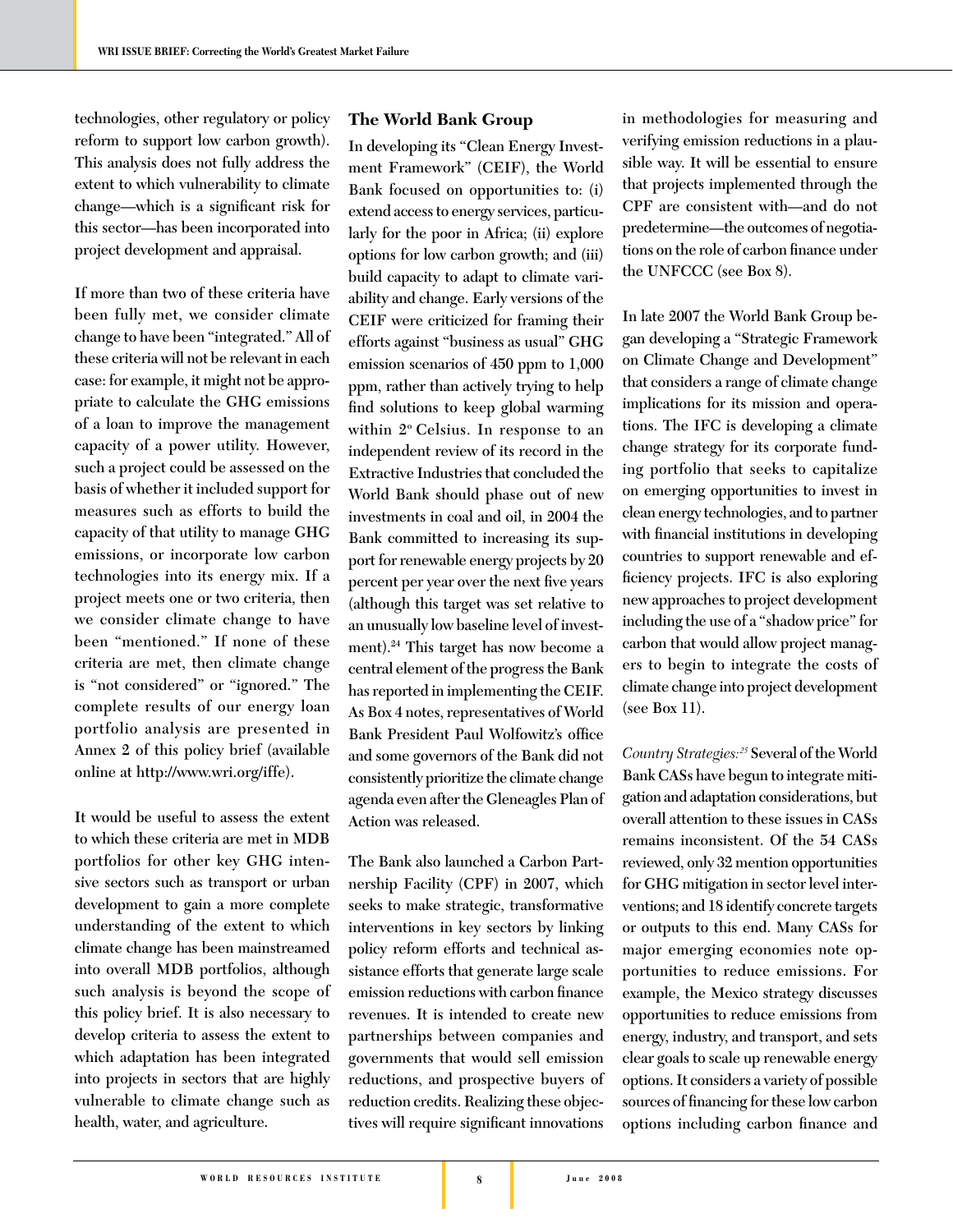technologies, other regulatory or policy reform to support low carbon growth). This analysis does not fully address the extent to which vulnerability to climate change—which is a significant risk for this sector—has been incorporated into project development and appraisal.

If more than two of these criteria have been fully met, we consider climate change to have been "integrated." All of these criteria will not be relevant in each case: for example, it might not be appropriate to calculate the GHG emissions of a loan to improve the management capacity of a power utility. However, such a project could be assessed on the basis of whether it included support for measures such as efforts to build the capacity of that utility to manage GHG emissions, or incorporate low carbon technologies into its energy mix. If a project meets one or two criteria, then we consider climate change to have been "mentioned." If none of these criteria are met, then climate change is "not considered" or "ignored." The complete results of our energy loan portfolio analysis are presented in Annex 2 of this policy brief (available online at http://www.wri.org/iffe).

It would be useful to assess the extent to which these criteria are met in MDB portfolios for other key GHG intensive sectors such as transport or urban development to gain a more complete understanding of the extent to which climate change has been mainstreamed into overall MDB portfolios, although such analysis is beyond the scope of this policy brief. It is also necessary to develop criteria to assess the extent to which adaptation has been integrated into projects in sectors that are highly vulnerable to climate change such as health, water, and agriculture.

## The World Bank Group

In developing its "Clean Energy Investment Framework" (CEIF), the World Bank focused on opportunities to: (i) extend access to energy services, particularly for the poor in Africa; (ii) explore options for low carbon growth; and (iii) build capacity to adapt to climate variability and change. Early versions of the CEIF were criticized for framing their efforts against "business as usual" GHG emission scenarios of 450 ppm to 1,000 ppm, rather than actively trying to help find solutions to keep global warming within 2° Celsius. In response to an independent review of its record in the Extractive Industries that concluded the World Bank should phase out of new investments in coal and oil, in 2004 the Bank committed to increasing its support for renewable energy projects by 20 percent per year over the next five years (although this target was set relative to an unusually low baseline level of investment).[24] This target has now become a central element of the progress the Bank has reported in implementing the CEIF. As Box 4 notes, representatives of World Bank President Paul Wolfowitz's office and some governors of the Bank did not consistently prioritize the climate change agenda even after the Gleneagles Plan of Action was released.

The Bank also launched a Carbon Partnership Facility (CPF) in 2007, which seeks to make strategic, transformative interventions in key sectors by linking policy reform efforts and technical assistance efforts that generate large scale emission reductions with carbon finance revenues. It is intended to create new partnerships between companies and governments that would sell emission reductions, and prospective buyers of reduction credits. Realizing these objectives will require significant innovations in methodologies for measuring and verifying emission reductions in a plausible way. It will be essential to ensure that projects implemented through the CPF are consistent with—and do not predetermine—the outcomes of negotiations on the role of carbon finance under the UNFCCC (see Box 8).

In late 2007 the World Bank Group began developing a "Strategic Framework on Climate Change and Development" that considers a range of climate change implications for its mission and operations. The IFC is developing a climate change strategy for its corporate funding portfolio that seeks to capitalize on emerging opportunities to invest in clean energy technologies, and to partner with financial institutions in developing countries to support renewable and efficiency projects. IFC is also exploring new approaches to project development including the use of a "shadow price" for carbon that would allow project managers to begin to integrate the costs of climate change into project development (see Box 11).

*Country Strategies:*[25] Several of the World Bank CASs have begun to integrate mitigation and adaptation considerations, but overall attention to these issues in CASs remains inconsistent. Of the 54 CASs reviewed, only 32 mention opportunities for GHG mitigation in sector level interventions; and 18 identify concrete targets or outputs to this end. Many CASs for major emerging economies note opportunities to reduce emissions. For example, the Mexico strategy discusses opportunities to reduce emissions from energy, industry, and transport, and sets clear goals to scale up renewable energy options. It considers a variety of possible sources of financing for these low carbon options including carbon finance and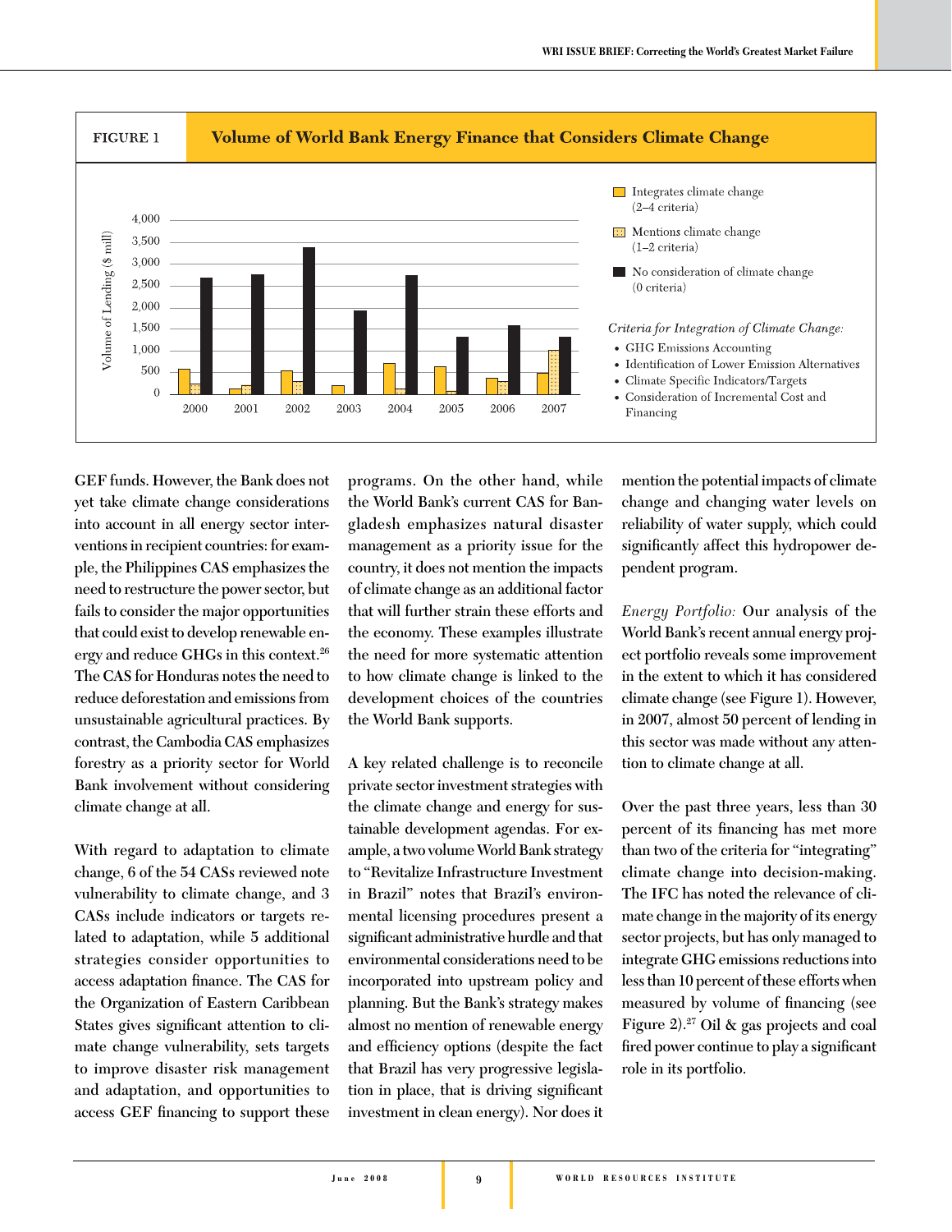**FIGURE 1** **Volume of World Bank Energy Finance that Considers Climate Change**

Volume of Lending ($ mill)

- Integrates climate change (2–4 criteria)
- Mentions climate change (1–2 criteria)
- No consideration of climate change (0 criteria)

*Criteria for Integration of Climate Change:*

- GHG Emissions Accounting
- Identification of Lower Emission Alternatives
- Climate Specific Indicators/Targets
- Consideration of Incremental Cost and Financing

GEF funds. However, the Bank does not yet take climate change considerations into account in all energy sector interventions in recipient countries: for example, the Philippines CAS emphasizes the need to restructure the power sector, but fails to consider the major opportunities that could exist to develop renewable energy and reduce GHGs in this context.[26] The CAS for Honduras notes the need to reduce deforestation and emissions from unsustainable agricultural practices. By contrast, the Cambodia CAS emphasizes forestry as a priority sector for World Bank involvement without considering climate change at all.

With regard to adaptation to climate change, 6 of the 54 CASs reviewed note vulnerability to climate change, and 3 CASs include indicators or targets related to adaptation, while 5 additional strategies consider opportunities to access adaptation finance. The CAS for the Organization of Eastern Caribbean States gives significant attention to climate change vulnerability, sets targets to improve disaster risk management and adaptation, and opportunities to access GEF financing to support these programs. On the other hand, while the World Bank's current CAS for Bangladesh emphasizes natural disaster management as a priority issue for the country, it does not mention the impacts of climate change as an additional factor that will further strain these efforts and the economy. These examples illustrate the need for more systematic attention to how climate change is linked to the development choices of the countries the World Bank supports.

A key related challenge is to reconcile private sector investment strategies with the climate change and energy for sustainable development agendas. For example, a two volume World Bank strategy to "Revitalize Infrastructure Investment in Brazil" notes that Brazil's environmental licensing procedures present a significant administrative hurdle and that environmental considerations need to be incorporated into upstream policy and planning. But the Bank's strategy makes almost no mention of renewable energy and efficiency options (despite the fact that Brazil has very progressive legislation in place, that is driving significant investment in clean energy). Nor does it mention the potential impacts of climate change and changing water levels on reliability of water supply, which could significantly affect this hydropower dependent program.

*Energy Portfolio:* Our analysis of the World Bank's recent annual energy project portfolio reveals some improvement in the extent to which it has considered climate change (see Figure 1). However, in 2007, almost 50 percent of lending in this sector was made without any attention to climate change at all.

Over the past three years, less than 30 percent of its financing has met more than two of the criteria for "integrating" climate change into decision-making. The IFC has noted the relevance of climate change in the majority of its energy sector projects, but has only managed to integrate GHG emissions reductions into less than 10 percent of these efforts when measured by volume of financing (see Figure 2).[27] Oil & gas projects and coal fired power continue to play a significant role in its portfolio.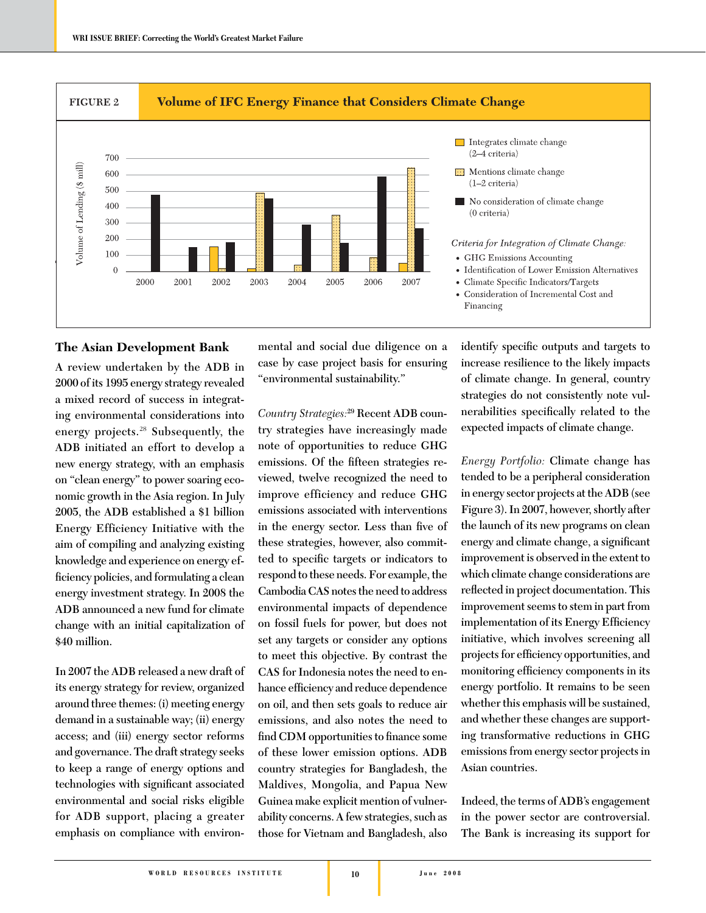**FIGURE 2** **Volume of IFC Energy Finance that Considers Climate Change**

Volume of Lending ($ mill)

Integrates climate change (2–4 criteria)

Mentions climate change (1–2 criteria)

No consideration of climate change (0 criteria)

*Criteria for Integration of Climate Change:*

- GHG Emissions Accounting
- Identification of Lower Emission Alternatives
- Climate Specific Indicators/Targets
- Consideration of Incremental Cost and Financing

### The Asian Development Bank

A review undertaken by the ADB in 2000 of its 1995 energy strategy revealed a mixed record of success in integrating environmental considerations into energy projects.[28] Subsequently, the ADB initiated an effort to develop a new energy strategy, with an emphasis on "clean energy" to power soaring economic growth in the Asia region. In July 2005, the ADB established a $1 billion Energy Efficiency Initiative with the aim of compiling and analyzing existing knowledge and experience on energy efficiency policies, and formulating a clean energy investment strategy. In 2008 the ADB announced a new fund for climate change with an initial capitalization of $40 million.

In 2007 the ADB released a new draft of its energy strategy for review, organized around three themes: (i) meeting energy demand in a sustainable way; (ii) energy access; and (iii) energy sector reforms and governance. The draft strategy seeks to keep a range of energy options and technologies with significant associated environmental and social risks eligible for ADB support, placing a greater emphasis on compliance with environmental and social due diligence on a case by case project basis for ensuring "environmental sustainability."

*Country Strategies:*[29] Recent ADB country strategies have increasingly made note of opportunities to reduce GHG emissions. Of the fifteen strategies reviewed, twelve recognized the need to improve efficiency and reduce GHG emissions associated with interventions in the energy sector. Less than five of these strategies, however, also committed to specific targets or indicators to respond to these needs. For example, the Cambodia CAS notes the need to address environmental impacts of dependence on fossil fuels for power, but does not set any targets or consider any options to meet this objective. By contrast the CAS for Indonesia notes the need to enhance efficiency and reduce dependence on oil, and then sets goals to reduce air emissions, and also notes the need to find CDM opportunities to finance some of these lower emission options. ADB country strategies for Bangladesh, the Maldives, Mongolia, and Papua New Guinea make explicit mention of vulnerability concerns. A few strategies, such as those for Vietnam and Bangladesh, also identify specific outputs and targets to increase resilience to the likely impacts of climate change. In general, country strategies do not consistently note vulnerabilities specifically related to the expected impacts of climate change.

*Energy Portfolio:* Climate change has tended to be a peripheral consideration in energy sector projects at the ADB (see Figure 3). In 2007, however, shortly after the launch of its new programs on clean energy and climate change, a significant improvement is observed in the extent to which climate change considerations are reflected in project documentation. This improvement seems to stem in part from implementation of its Energy Efficiency initiative, which involves screening all projects for efficiency opportunities, and monitoring efficiency components in its energy portfolio. It remains to be seen whether this emphasis will be sustained, and whether these changes are supporting transformative reductions in GHG emissions from energy sector projects in Asian countries.

Indeed, the terms of ADB's engagement in the power sector are controversial. The Bank is increasing its support for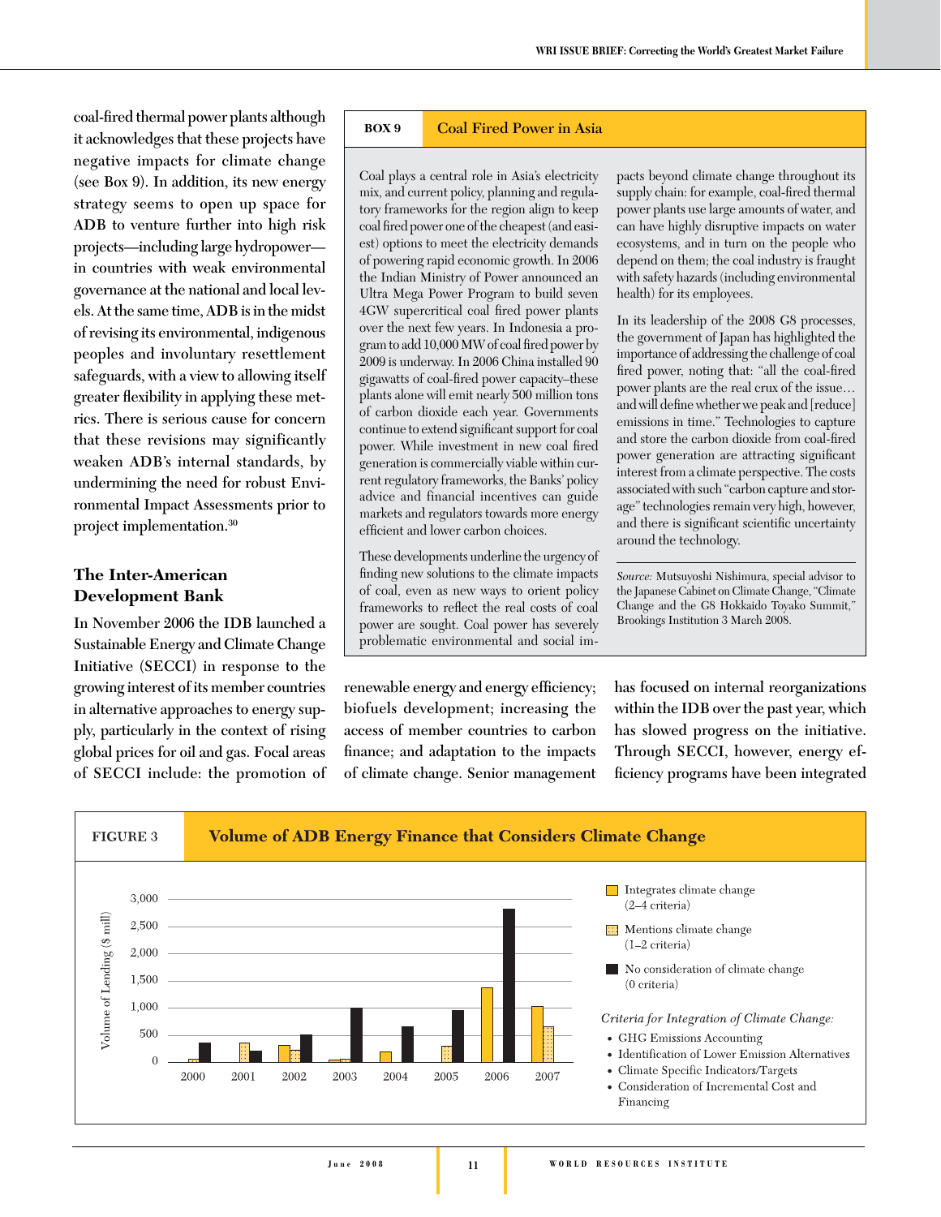coal-fired thermal power plants although it acknowledges that these projects have negative impacts for climate change (see Box 9). In addition, its new energy strategy seems to open up space for ADB to venture further into high risk projects—including large hydropower—in countries with weak environmental governance at the national and local levels. At the same time, ADB is in the midst of revising its environmental, indigenous peoples and involuntary resettlement safeguards, with a view to allowing itself greater flexibility in applying these metrics. There is serious cause for concern that these revisions may significantly weaken ADB's internal standards, by undermining the need for robust Environmental Impact Assessments prior to project implementation.[30]

## The Inter-American Development Bank

In November 2006 the IDB launched a Sustainable Energy and Climate Change Initiative (SECCI) in response to the growing interest of its member countries in alternative approaches to energy supply, particularly in the context of rising global prices for oil and gas. Focal areas of SECCI include: the promotion of renewable energy and energy efficiency; biofuels development; increasing the access of member countries to carbon finance; and adaptation to the impacts of climate change. Senior management has focused on internal reorganizations within the IDB over the past year, which has slowed progress on the initiative. Through SECCI, however, energy efficiency programs have been integrated

---

**BOX 9** **Coal Fired Power in Asia**

Coal plays a central role in Asia's electricity mix, and current policy, planning and regulatory frameworks for the region align to keep coal fired power one of the cheapest (and easiest) options to meet the electricity demands of powering rapid economic growth. In 2006 the Indian Ministry of Power announced an Ultra Mega Power Program to build seven 4GW supercritical coal fired power plants over the next few years. In Indonesia a program to add 10,000 MW of coal fired power by 2009 is underway. In 2006 China installed 90 gigawatts of coal-fired power capacity–these plants alone will emit nearly 500 million tons of carbon dioxide each year. Governments continue to extend significant support for coal power. While investment in new coal fired generation is commercially viable within current regulatory frameworks, the Banks' policy advice and financial incentives can guide markets and regulators towards more energy efficient and lower carbon choices.

These developments underline the urgency of finding new solutions to the climate impacts of coal, even as new ways to orient policy frameworks to reflect the real costs of coal power are sought. Coal power has severely problematic environmental and social impacts beyond climate change throughout its supply chain: for example, coal-fired thermal power plants use large amounts of water, and can have highly disruptive impacts on water ecosystems, and in turn on the people who depend on them; the coal industry is fraught with safety hazards (including environmental health) for its employees.

In its leadership of the 2008 G8 processes, the government of Japan has highlighted the importance of addressing the challenge of coal fired power, noting that: "all the coal-fired power plants are the real crux of the issue… and will define whether we peak and [reduce] emissions in time." Technologies to capture and store the carbon dioxide from coal-fired power generation are attracting significant interest from a climate perspective. The costs associated with such "carbon capture and storage" technologies remain very high, however, and there is significant scientific uncertainty around the technology.

*Source:* Mutsuyoshi Nishimura, special advisor to the Japanese Cabinet on Climate Change, "Climate Change and the G8 Hokkaido Toyako Summit," Brookings Institution 3 March 2008.

---

**FIGURE 3** **Volume of ADB Energy Finance that Considers Climate Change**

Volume of Lending ($ mill), 2000–2007

Legend:
- Integrates climate change (2–4 criteria)
- Mentions climate change (1–2 criteria)
- No consideration of climate change (0 criteria)

*Criteria for Integration of Climate Change:*

- GHG Emissions Accounting
- Identification of Lower Emission Alternatives
- Climate Specific Indicators/Targets
- Consideration of Incremental Cost and Financing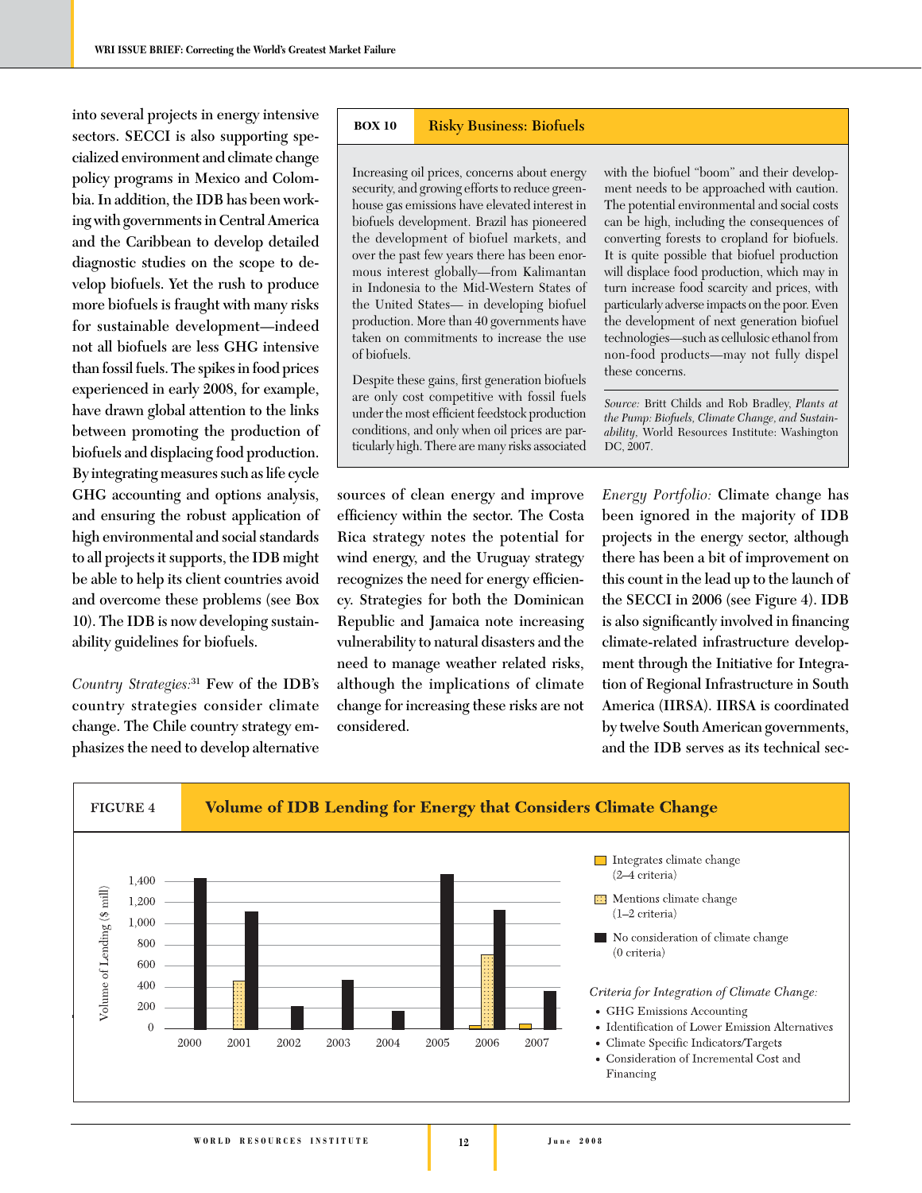into several projects in energy intensive sectors. SECCI is also supporting specialized environment and climate change policy programs in Mexico and Colombia. In addition, the IDB has been working with governments in Central America and the Caribbean to develop detailed diagnostic studies on the scope to develop biofuels. Yet the rush to produce more biofuels is fraught with many risks for sustainable development—indeed not all biofuels are less GHG intensive than fossil fuels. The spikes in food prices experienced in early 2008, for example, have drawn global attention to the links between promoting the production of biofuels and displacing food production. By integrating measures such as life cycle GHG accounting and options analysis, and ensuring the robust application of high environmental and social standards to all projects it supports, the IDB might be able to help its client countries avoid and overcome these problems (see Box 10). The IDB is now developing sustainability guidelines for biofuels.

> **BOX 10 — Risky Business: Biofuels**
>
> Increasing oil prices, concerns about energy security, and growing efforts to reduce greenhouse gas emissions have elevated interest in biofuels development. Brazil has pioneered the development of biofuel markets, and over the past few years there has been enormous interest globally—from Kalimantan in Indonesia to the Mid-Western States of the United States— in developing biofuel production. More than 40 governments have taken on commitments to increase the use of biofuels.
>
> Despite these gains, first generation biofuels are only cost competitive with fossil fuels under the most efficient feedstock production conditions, and only when oil prices are particularly high. There are many risks associated with the biofuel "boom" and their development needs to be approached with caution. The potential environmental and social costs can be high, including the consequences of converting forests to cropland for biofuels. It is quite possible that biofuel production will displace food production, which may in turn increase food scarcity and prices, with particularly adverse impacts on the poor. Even the development of next generation biofuel technologies—such as cellulosic ethanol from non-food products—may not fully dispel these concerns.
>
> *Source:* Britt Childs and Rob Bradley, *Plants at the Pump: Biofuels, Climate Change, and Sustainability,* World Resources Institute: Washington DC, 2007.

*Country Strategies:*[31] Few of the IDB's country strategies consider climate change. The Chile country strategy emphasizes the need to develop alternative sources of clean energy and improve efficiency within the sector. The Costa Rica strategy notes the potential for wind energy, and the Uruguay strategy recognizes the need for energy efficiency. Strategies for both the Dominican Republic and Jamaica note increasing vulnerability to natural disasters and the need to manage weather related risks, although the implications of climate change for increasing these risks are not considered.

*Energy Portfolio:* Climate change has been ignored in the majority of IDB projects in the energy sector, although there has been a bit of improvement on this count in the lead up to the launch of the SECCI in 2006 (see Figure 4). IDB is also significantly involved in financing climate-related infrastructure development through the Initiative for Integration of Regional Infrastructure in South America (IIRSA). IIRSA is coordinated by twelve South American governments, and the IDB serves as its technical sec-

**FIGURE 4 — Volume of IDB Lending for Energy that Considers Climate Change**

Volume of Lending ($ mill) by year, 2000–2007 (approximate values read from chart):

| Year | Integrates climate change (2–4 criteria) | Mentions climate change (1–2 criteria) | No consideration of climate change (0 criteria) |
|---|---|---|---|
| 2000 | | | ~1,420 |
| 2001 | | ~460 | ~1,110 |
| 2002 | | | ~220 |
| 2003 | | | ~470 |
| 2004 | | | ~170 |
| 2005 | | | ~1,460 |
| 2006 | ~30 | ~700 | ~1,130 |
| 2007 | ~50 | | ~360 |

*Criteria for Integration of Climate Change:*

- GHG Emissions Accounting
- Identification of Lower Emission Alternatives
- Climate Specific Indicators/Targets
- Consideration of Incremental Cost and Financing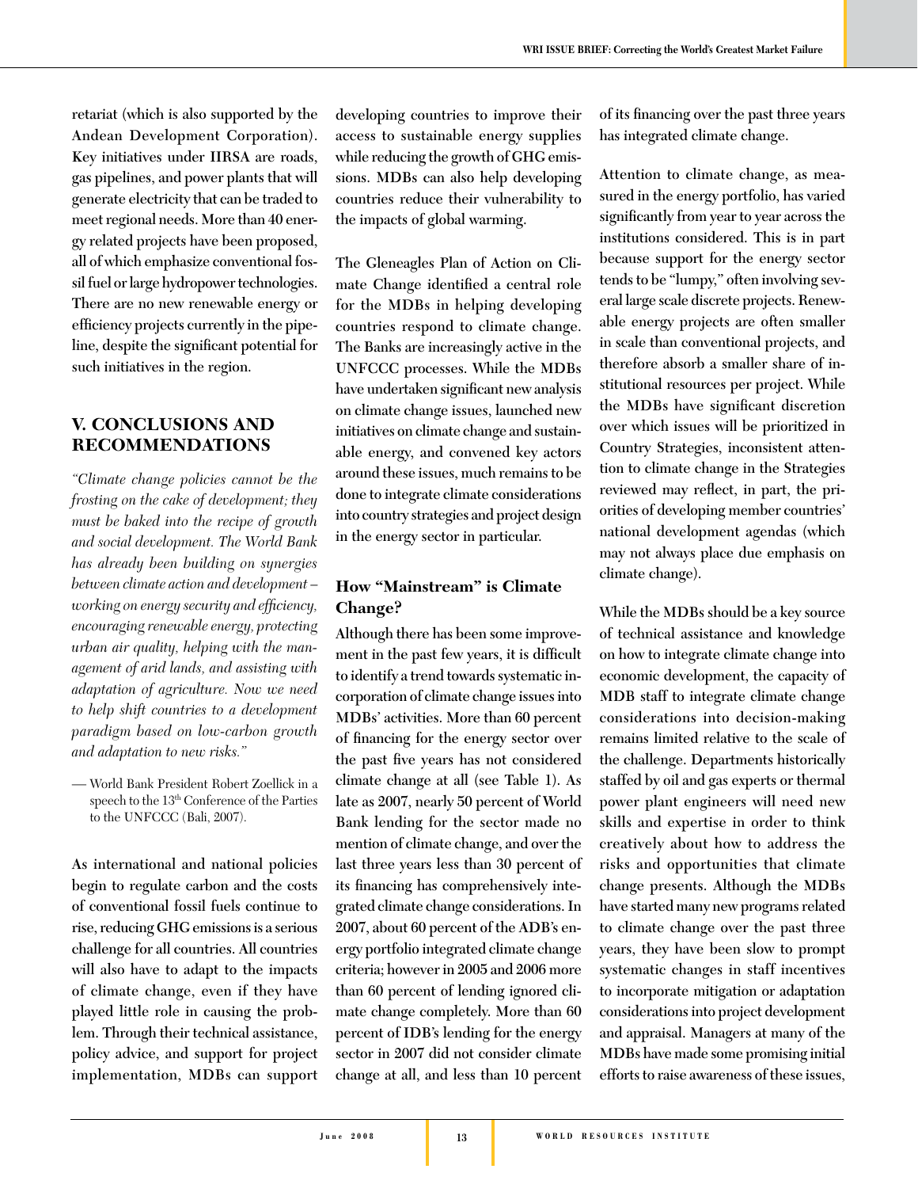retariat (which is also supported by the Andean Development Corporation). Key initiatives under IIRSA are roads, gas pipelines, and power plants that will generate electricity that can be traded to meet regional needs. More than 40 energy related projects have been proposed, all of which emphasize conventional fossil fuel or large hydropower technologies. There are no new renewable energy or efficiency projects currently in the pipeline, despite the significant potential for such initiatives in the region.

## V. CONCLUSIONS AND RECOMMENDATIONS

*"Climate change policies cannot be the frosting on the cake of development; they must be baked into the recipe of growth and social development. The World Bank has already been building on synergies between climate action and development – working on energy security and efficiency, encouraging renewable energy, protecting urban air quality, helping with the management of arid lands, and assisting with adaptation of agriculture. Now we need to help shift countries to a development paradigm based on low-carbon growth and adaptation to new risks."*

— World Bank President Robert Zoellick in a speech to the 13th Conference of the Parties to the UNFCCC (Bali, 2007).

As international and national policies begin to regulate carbon and the costs of conventional fossil fuels continue to rise, reducing GHG emissions is a serious challenge for all countries. All countries will also have to adapt to the impacts of climate change, even if they have played little role in causing the problem. Through their technical assistance, policy advice, and support for project implementation, MDBs can support developing countries to improve their access to sustainable energy supplies while reducing the growth of GHG emissions. MDBs can also help developing countries reduce their vulnerability to the impacts of global warming.

The Gleneagles Plan of Action on Climate Change identified a central role for the MDBs in helping developing countries respond to climate change. The Banks are increasingly active in the UNFCCC processes. While the MDBs have undertaken significant new analysis on climate change issues, launched new initiatives on climate change and sustainable energy, and convened key actors around these issues, much remains to be done to integrate climate considerations into country strategies and project design in the energy sector in particular.

### How "Mainstream" is Climate Change?

Although there has been some improvement in the past few years, it is difficult to identify a trend towards systematic incorporation of climate change issues into MDBs' activities. More than 60 percent of financing for the energy sector over the past five years has not considered climate change at all (see Table 1). As late as 2007, nearly 50 percent of World Bank lending for the sector made no mention of climate change, and over the last three years less than 30 percent of its financing has comprehensively integrated climate change considerations. In 2007, about 60 percent of the ADB's energy portfolio integrated climate change criteria; however in 2005 and 2006 more than 60 percent of lending ignored climate change completely. More than 60 percent of IDB's lending for the energy sector in 2007 did not consider climate change at all, and less than 10 percent of its financing over the past three years has integrated climate change.

Attention to climate change, as measured in the energy portfolio, has varied significantly from year to year across the institutions considered. This is in part because support for the energy sector tends to be "lumpy," often involving several large scale discrete projects. Renewable energy projects are often smaller in scale than conventional projects, and therefore absorb a smaller share of institutional resources per project. While the MDBs have significant discretion over which issues will be prioritized in Country Strategies, inconsistent attention to climate change in the Strategies reviewed may reflect, in part, the priorities of developing member countries' national development agendas (which may not always place due emphasis on climate change).

While the MDBs should be a key source of technical assistance and knowledge on how to integrate climate change into economic development, the capacity of MDB staff to integrate climate change considerations into decision-making remains limited relative to the scale of the challenge. Departments historically staffed by oil and gas experts or thermal power plant engineers will need new skills and expertise in order to think creatively about how to address the risks and opportunities that climate change presents. Although the MDBs have started many new programs related to climate change over the past three years, they have been slow to prompt systematic changes in staff incentives to incorporate mitigation or adaptation considerations into project development and appraisal. Managers at many of the MDBs have made some promising initial efforts to raise awareness of these issues,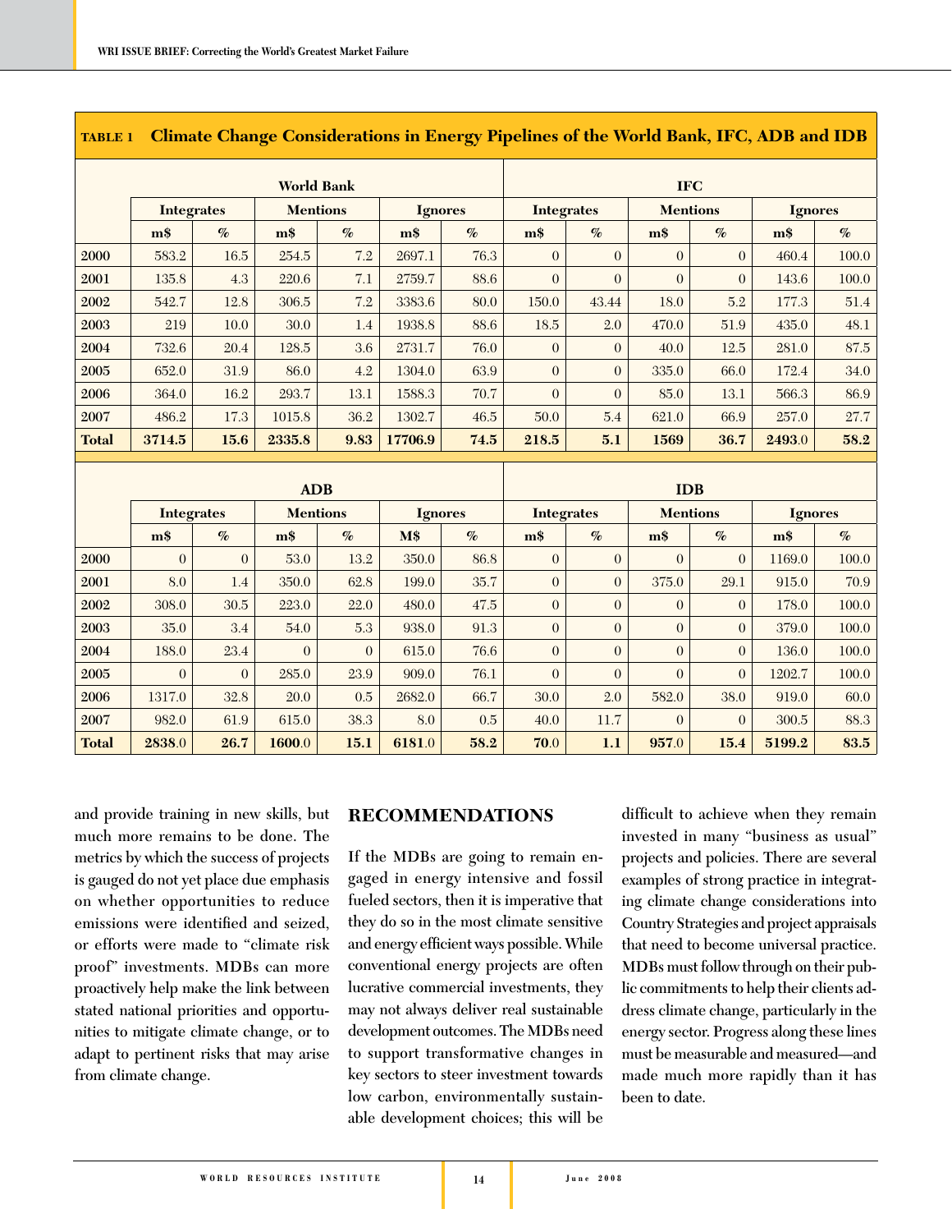**TABLE 1 Climate Change Considerations in Energy Pipelines of the World Bank, IFC, ADB and IDB**

| | World Bank | | | | | | IFC | | | | | |
|---|---|---|---|---|---|---|---|---|---|---|---|---|
| | Integrates | | Mentions | | Ignores | | Integrates | | Mentions | | Ignores | |
| | m$ | % | m$ | % | m$ | % | m$ | % | m$ | % | m$ | % |
| 2000 | 583.2 | 16.5 | 254.5 | 7.2 | 2697.1 | 76.3 | 0 | 0 | 0 | 0 | 460.4 | 100.0 |
| 2001 | 135.8 | 4.3 | 220.6 | 7.1 | 2759.7 | 88.6 | 0 | 0 | 0 | 0 | 143.6 | 100.0 |
| 2002 | 542.7 | 12.8 | 306.5 | 7.2 | 3383.6 | 80.0 | 150.0 | 43.44 | 18.0 | 5.2 | 177.3 | 51.4 |
| 2003 | 219 | 10.0 | 30.0 | 1.4 | 1938.8 | 88.6 | 18.5 | 2.0 | 470.0 | 51.9 | 435.0 | 48.1 |
| 2004 | 732.6 | 20.4 | 128.5 | 3.6 | 2731.7 | 76.0 | 0 | 0 | 40.0 | 12.5 | 281.0 | 87.5 |
| 2005 | 652.0 | 31.9 | 86.0 | 4.2 | 1304.0 | 63.9 | 0 | 0 | 335.0 | 66.0 | 172.4 | 34.0 |
| 2006 | 364.0 | 16.2 | 293.7 | 13.1 | 1588.3 | 70.7 | 0 | 0 | 85.0 | 13.1 | 566.3 | 86.9 |
| 2007 | 486.2 | 17.3 | 1015.8 | 36.2 | 1302.7 | 46.5 | 50.0 | 5.4 | 621.0 | 66.9 | 257.0 | 27.7 |
| **Total** | **3714.5** | **15.6** | **2335.8** | **9.83** | **17706.9** | **74.5** | **218.5** | **5.1** | **1569** | **36.7** | **2493**.0 | **58.2** |

| | ADB | | | | | | IDB | | | | | |
|---|---|---|---|---|---|---|---|---|---|---|---|---|
| | Integrates | | Mentions | | Ignores | | Integrates | | Mentions | | Ignores | |
| | m$ | % | m$ | % | M$ | % | m$ | % | m$ | % | m$ | % |
| 2000 | 0 | 0 | 53.0 | 13.2 | 350.0 | 86.8 | 0 | 0 | 0 | 0 | 1169.0 | 100.0 |
| 2001 | 8.0 | 1.4 | 350.0 | 62.8 | 199.0 | 35.7 | 0 | 0 | 375.0 | 29.1 | 915.0 | 70.9 |
| 2002 | 308.0 | 30.5 | 223.0 | 22.0 | 480.0 | 47.5 | 0 | 0 | 0 | 0 | 178.0 | 100.0 |
| 2003 | 35.0 | 3.4 | 54.0 | 5.3 | 938.0 | 91.3 | 0 | 0 | 0 | 0 | 379.0 | 100.0 |
| 2004 | 188.0 | 23.4 | 0 | 0 | 615.0 | 76.6 | 0 | 0 | 0 | 0 | 136.0 | 100.0 |
| 2005 | 0 | 0 | 285.0 | 23.9 | 909.0 | 76.1 | 0 | 0 | 0 | 0 | 1202.7 | 100.0 |
| 2006 | 1317.0 | 32.8 | 20.0 | 0.5 | 2682.0 | 66.7 | 30.0 | 2.0 | 582.0 | 38.0 | 919.0 | 60.0 |
| 2007 | 982.0 | 61.9 | 615.0 | 38.3 | 8.0 | 0.5 | 40.0 | 11.7 | 0 | 0 | 300.5 | 88.3 |
| **Total** | **2838**.0 | **26.7** | **1600**.0 | **15.1** | **6181**.0 | **58.2** | **70**.0 | **1.1** | **957**.0 | **15.4** | **5199.2** | **83.5** |

and provide training in new skills, but much more remains to be done. The metrics by which the success of projects is gauged do not yet place due emphasis on whether opportunities to reduce emissions were identified and seized, or efforts were made to "climate risk proof" investments. MDBs can more proactively help make the link between stated national priorities and opportunities to mitigate climate change, or to adapt to pertinent risks that may arise from climate change.

## RECOMMENDATIONS

If the MDBs are going to remain engaged in energy intensive and fossil fueled sectors, then it is imperative that they do so in the most climate sensitive and energy efficient ways possible. While conventional energy projects are often lucrative commercial investments, they may not always deliver real sustainable development outcomes. The MDBs need to support transformative changes in key sectors to steer investment towards low carbon, environmentally sustainable development choices; this will be difficult to achieve when they remain invested in many "business as usual" projects and policies. There are several examples of strong practice in integrating climate change considerations into Country Strategies and project appraisals that need to become universal practice. MDBs must follow through on their public commitments to help their clients address climate change, particularly in the energy sector. Progress along these lines must be measurable and measured—and made much more rapidly than it has been to date.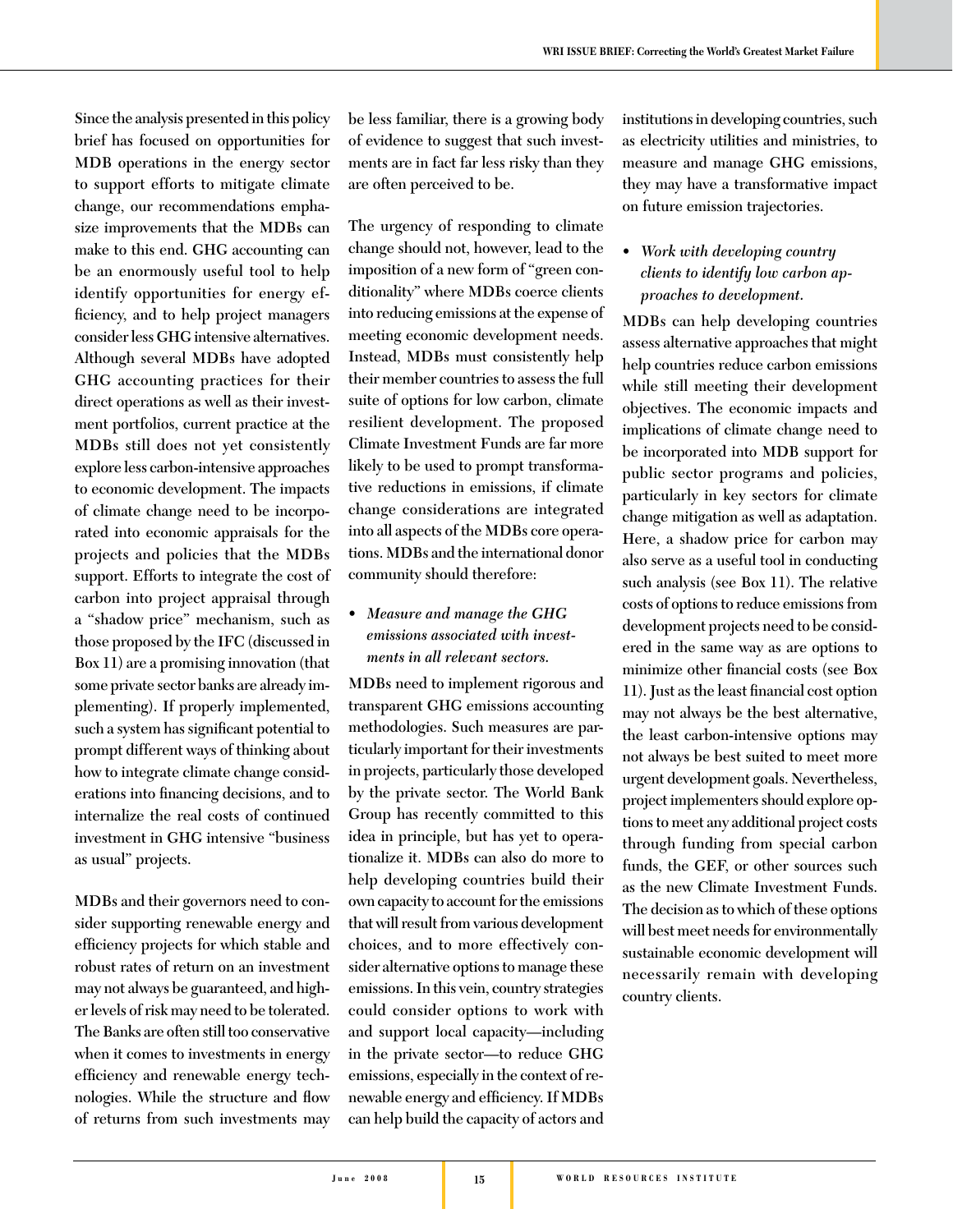Since the analysis presented in this policy brief has focused on opportunities for MDB operations in the energy sector to support efforts to mitigate climate change, our recommendations emphasize improvements that the MDBs can make to this end. GHG accounting can be an enormously useful tool to help identify opportunities for energy efficiency, and to help project managers consider less GHG intensive alternatives. Although several MDBs have adopted GHG accounting practices for their direct operations as well as their investment portfolios, current practice at the MDBs still does not yet consistently explore less carbon-intensive approaches to economic development. The impacts of climate change need to be incorporated into economic appraisals for the projects and policies that the MDBs support. Efforts to integrate the cost of carbon into project appraisal through a "shadow price" mechanism, such as those proposed by the IFC (discussed in Box 11) are a promising innovation (that some private sector banks are already implementing). If properly implemented, such a system has significant potential to prompt different ways of thinking about how to integrate climate change considerations into financing decisions, and to internalize the real costs of continued investment in GHG intensive "business as usual" projects.

MDBs and their governors need to consider supporting renewable energy and efficiency projects for which stable and robust rates of return on an investment may not always be guaranteed, and higher levels of risk may need to be tolerated. The Banks are often still too conservative when it comes to investments in energy efficiency and renewable energy technologies. While the structure and flow of returns from such investments may be less familiar, there is a growing body of evidence to suggest that such investments are in fact far less risky than they are often perceived to be.

The urgency of responding to climate change should not, however, lead to the imposition of a new form of "green conditionality" where MDBs coerce clients into reducing emissions at the expense of meeting economic development needs. Instead, MDBs must consistently help their member countries to assess the full suite of options for low carbon, climate resilient development. The proposed Climate Investment Funds are far more likely to be used to prompt transformative reductions in emissions, if climate change considerations are integrated into all aspects of the MDBs core operations. MDBs and the international donor community should therefore:

- *Measure and manage the GHG emissions associated with investments in all relevant sectors.*

MDBs need to implement rigorous and transparent GHG emissions accounting methodologies. Such measures are particularly important for their investments in projects, particularly those developed by the private sector. The World Bank Group has recently committed to this idea in principle, but has yet to operationalize it. MDBs can also do more to help developing countries build their own capacity to account for the emissions that will result from various development choices, and to more effectively consider alternative options to manage these emissions. In this vein, country strategies could consider options to work with and support local capacity—including in the private sector—to reduce GHG emissions, especially in the context of renewable energy and efficiency. If MDBs can help build the capacity of actors and institutions in developing countries, such as electricity utilities and ministries, to measure and manage GHG emissions, they may have a transformative impact on future emission trajectories.

- *Work with developing country clients to identify low carbon approaches to development.*

MDBs can help developing countries assess alternative approaches that might help countries reduce carbon emissions while still meeting their development objectives. The economic impacts and implications of climate change need to be incorporated into MDB support for public sector programs and policies, particularly in key sectors for climate change mitigation as well as adaptation. Here, a shadow price for carbon may also serve as a useful tool in conducting such analysis (see Box 11). The relative costs of options to reduce emissions from development projects need to be considered in the same way as are options to minimize other financial costs (see Box 11). Just as the least financial cost option may not always be the best alternative, the least carbon-intensive options may not always be best suited to meet more urgent development goals. Nevertheless, project implementers should explore options to meet any additional project costs through funding from special carbon funds, the GEF, or other sources such as the new Climate Investment Funds. The decision as to which of these options will best meet needs for environmentally sustainable economic development will necessarily remain with developing country clients.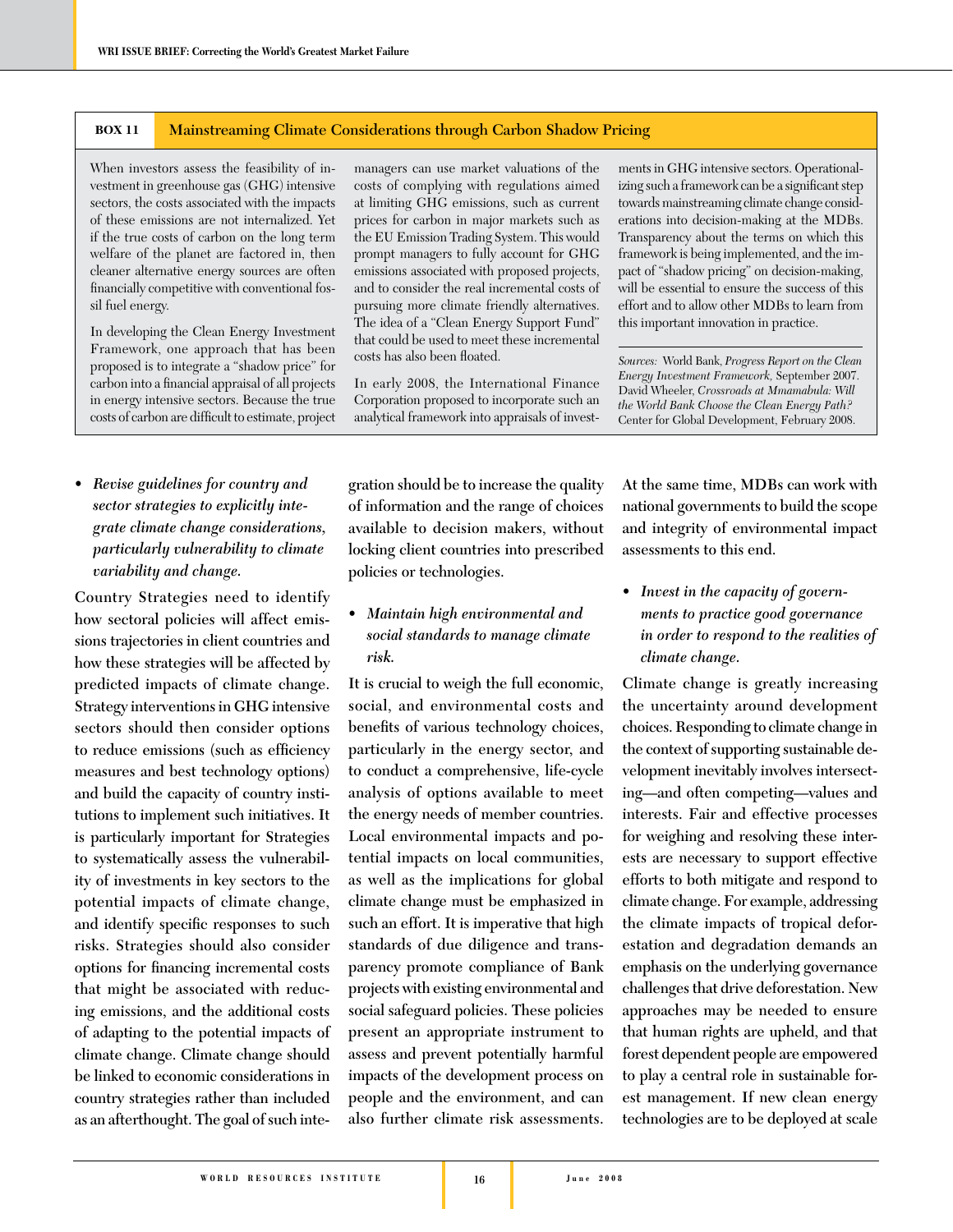**BOX 11 Mainstreaming Climate Considerations through Carbon Shadow Pricing**

When investors assess the feasibility of investment in greenhouse gas (GHG) intensive sectors, the costs associated with the impacts of these emissions are not internalized. Yet if the true costs of carbon on the long term welfare of the planet are factored in, then cleaner alternative energy sources are often financially competitive with conventional fossil fuel energy.

In developing the Clean Energy Investment Framework, one approach that has been proposed is to integrate a "shadow price" for carbon into a financial appraisal of all projects in energy intensive sectors. Because the true costs of carbon are difficult to estimate, project managers can use market valuations of the costs of complying with regulations aimed at limiting GHG emissions, such as current prices for carbon in major markets such as the EU Emission Trading System. This would prompt managers to fully account for GHG emissions associated with proposed projects, and to consider the real incremental costs of pursuing more climate friendly alternatives. The idea of a "Clean Energy Support Fund" that could be used to meet these incremental costs has also been floated.

In early 2008, the International Finance Corporation proposed to incorporate such an analytical framework into appraisals of investments in GHG intensive sectors. Operationalizing such a framework can be a significant step towards mainstreaming climate change considerations into decision-making at the MDBs. Transparency about the terms on which this framework is being implemented, and the impact of "shadow pricing" on decision-making, will be essential to ensure the success of this effort and to allow other MDBs to learn from this important innovation in practice.

*Sources:* World Bank, *Progress Report on the Clean Energy Investment Framework,* September 2007. David Wheeler, *Crossroads at Mmamabula: Will the World Bank Choose the Clean Energy Path?* Center for Global Development, February 2008.

- ***Revise guidelines for country and sector strategies to explicitly integrate climate change considerations, particularly vulnerability to climate variability and change.***

Country Strategies need to identify how sectoral policies will affect emissions trajectories in client countries and how these strategies will be affected by predicted impacts of climate change. Strategy interventions in GHG intensive sectors should then consider options to reduce emissions (such as efficiency measures and best technology options) and build the capacity of country institutions to implement such initiatives. It is particularly important for Strategies to systematically assess the vulnerability of investments in key sectors to the potential impacts of climate change, and identify specific responses to such risks. Strategies should also consider options for financing incremental costs that might be associated with reducing emissions, and the additional costs of adapting to the potential impacts of climate change. Climate change should be linked to economic considerations in country strategies rather than included as an afterthought. The goal of such integration should be to increase the quality of information and the range of choices available to decision makers, without locking client countries into prescribed policies or technologies.

- ***Maintain high environmental and social standards to manage climate risk.***

It is crucial to weigh the full economic, social, and environmental costs and benefits of various technology choices, particularly in the energy sector, and to conduct a comprehensive, life-cycle analysis of options available to meet the energy needs of member countries. Local environmental impacts and potential impacts on local communities, as well as the implications for global climate change must be emphasized in such an effort. It is imperative that high standards of due diligence and transparency promote compliance of Bank projects with existing environmental and social safeguard policies. These policies present an appropriate instrument to assess and prevent potentially harmful impacts of the development process on people and the environment, and can also further climate risk assessments. At the same time, MDBs can work with national governments to build the scope and integrity of environmental impact assessments to this end.

- ***Invest in the capacity of governments to practice good governance in order to respond to the realities of climate change.***

Climate change is greatly increasing the uncertainty around development choices. Responding to climate change in the context of supporting sustainable development inevitably involves intersecting—and often competing—values and interests. Fair and effective processes for weighing and resolving these interests are necessary to support effective efforts to both mitigate and respond to climate change. For example, addressing the climate impacts of tropical deforestation and degradation demands an emphasis on the underlying governance challenges that drive deforestation. New approaches may be needed to ensure that human rights are upheld, and that forest dependent people are empowered to play a central role in sustainable forest management. If new clean energy technologies are to be deployed at scale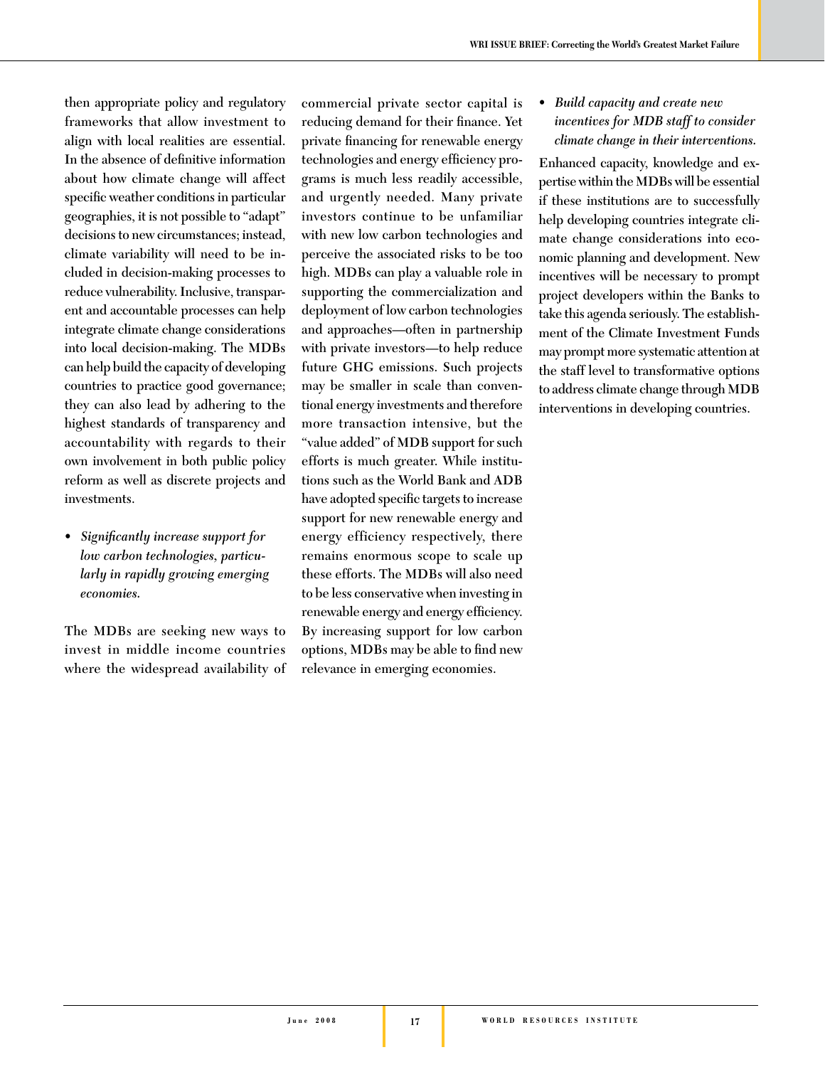then appropriate policy and regulatory frameworks that allow investment to align with local realities are essential. In the absence of definitive information about how climate change will affect specific weather conditions in particular geographies, it is not possible to "adapt" decisions to new circumstances; instead, climate variability will need to be included in decision-making processes to reduce vulnerability. Inclusive, transparent and accountable processes can help integrate climate change considerations into local decision-making. The MDBs can help build the capacity of developing countries to practice good governance; they can also lead by adhering to the highest standards of transparency and accountability with regards to their own involvement in both public policy reform as well as discrete projects and investments.

- *Significantly increase support for low carbon technologies, particularly in rapidly growing emerging economies.*

The MDBs are seeking new ways to invest in middle income countries where the widespread availability of commercial private sector capital is reducing demand for their finance. Yet private financing for renewable energy technologies and energy efficiency programs is much less readily accessible, and urgently needed. Many private investors continue to be unfamiliar with new low carbon technologies and perceive the associated risks to be too high. MDBs can play a valuable role in supporting the commercialization and deployment of low carbon technologies and approaches—often in partnership with private investors—to help reduce future GHG emissions. Such projects may be smaller in scale than conventional energy investments and therefore more transaction intensive, but the "value added" of MDB support for such efforts is much greater. While institutions such as the World Bank and ADB have adopted specific targets to increase support for new renewable energy and energy efficiency respectively, there remains enormous scope to scale up these efforts. The MDBs will also need to be less conservative when investing in renewable energy and energy efficiency. By increasing support for low carbon options, MDBs may be able to find new relevance in emerging economies.

- *Build capacity and create new incentives for MDB staff to consider climate change in their interventions.*

Enhanced capacity, knowledge and expertise within the MDBs will be essential if these institutions are to successfully help developing countries integrate climate change considerations into economic planning and development. New incentives will be necessary to prompt project developers within the Banks to take this agenda seriously. The establishment of the Climate Investment Funds may prompt more systematic attention at the staff level to transformative options to address climate change through MDB interventions in developing countries.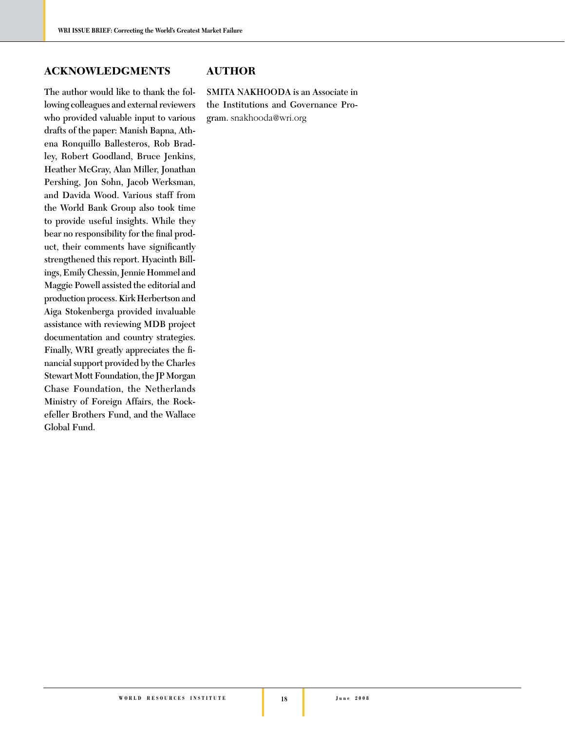## ACKNOWLEDGMENTS

The author would like to thank the following colleagues and external reviewers who provided valuable input to various drafts of the paper: Manish Bapna, Athena Ronquillo Ballesteros, Rob Bradley, Robert Goodland, Bruce Jenkins, Heather McGray, Alan Miller, Jonathan Pershing, Jon Sohn, Jacob Werksman, and Davida Wood. Various staff from the World Bank Group also took time to provide useful insights. While they bear no responsibility for the final product, their comments have significantly strengthened this report. Hyacinth Billings, Emily Chessin, Jennie Hommel and Maggie Powell assisted the editorial and production process. Kirk Herbertson and Aiga Stokenberga provided invaluable assistance with reviewing MDB project documentation and country strategies. Finally, WRI greatly appreciates the financial support provided by the Charles Stewart Mott Foundation, the JP Morgan Chase Foundation, the Netherlands Ministry of Foreign Affairs, the Rockefeller Brothers Fund, and the Wallace Global Fund.

## AUTHOR

SMITA NAKHOODA is an Associate in the Institutions and Governance Program. snakhooda@wri.org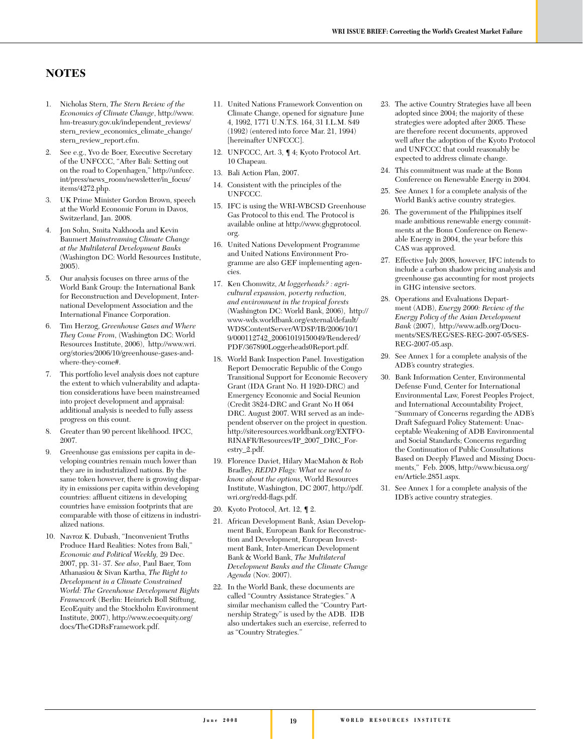## NOTES

1. Nicholas Stern, *The Stern Review of the Economics of Climate Change*, http://www.hm-treasury.gov.uk/independent_reviews/stern_review_economics_climate_change/stern_review_report.cfm.
2. See e.g., Yvo de Boer, Executive Secretary of the UNFCCC, "After Bali: Setting out on the road to Copenhagen," http://unfccc.int/press/news_room/newsletter/in_focus/items/4272.php.
3. UK Prime Minister Gordon Brown, speech at the World Economic Forum in Davos, Switzerland, Jan. 2008.
4. Jon Sohn, Smita Nakhooda and Kevin Baumert *Mainstreaming Climate Change at the Multilateral Development Banks* (Washington DC: World Resources Institute, 2005).
5. Our analysis focuses on three arms of the World Bank Group: the International Bank for Reconstruction and Development, International Development Association and the International Finance Corporation.
6. Tim Herzog, *Greenhouse Gases and Where They Come From*, (Washington DC: World Resources Institute, 2006), http://www.wri.org/stories/2006/10/greenhouse-gases-and-where-they-come#.
7. This portfolio level analysis does not capture the extent to which vulnerability and adaptation considerations have been mainstreamed into project development and appraisal: additional analysis is needed to fully assess progress on this count.
8. Greater than 90 percent likelihood. IPCC, 2007.
9. Greenhouse gas emissions per capita in developing countries remain much lower than they are in industrialized nations. By the same token however, there is growing disparity in emissions per capita within developing countries: affluent citizens in developing countries have emission footprints that are comparable with those of citizens in industrialized nations.
10. Navroz K. Dubash, "Inconvenient Truths Produce Hard Realities: Notes from Bali," *Economic and Political Weekly,* 29 Dec. 2007, pp. 31- 37. *See also*, Paul Baer, Tom Athanasiou & Sivan Kartha, *The Right to Development in a Climate Constrained World: The Greenhouse Development Rights Framework* (Berlin: Heinrich Boll Stiftung, EcoEquity and the Stockholm Environment Institute, 2007), http://www.ecoequity.org/docs/TheGDRsFramework.pdf.
11. United Nations Framework Convention on Climate Change, opened for signature June 4, 1992, 1771 U.N.T.S. 164, 31 I.L.M. 849 (1992) (entered into force Mar. 21, 1994) [hereinafter UNFCCC].
12. UNFCCC, Art. 3, ¶ 4; Kyoto Protocol Art. 10 Chapeau.
13. Bali Action Plan, 2007.
14. Consistent with the principles of the UNFCCC.
15. IFC is using the WRI-WBCSD Greenhouse Gas Protocol to this end. The Protocol is available online at http://www.ghgprotocol.org.
16. United Nations Development Programme and United Nations Environment Programme are also GEF implementing agencies.
17. Ken Chomwitz, *At loggerheads? : agricultural expansion, poverty reduction, and environment in the tropical forests* (Washington DC: World Bank, 2006), http://www-wds.worldbank.org/external/default/WDSContentServer/WDSP/IB/2006/10/19/000112742_20061019150049/Rendered/PDF/367890Loggerheads0Report.pdf.
18. World Bank Inspection Panel. Investigation Report Democratic Republic of the Congo Transitional Support for Economic Recovery Grant (IDA Grant No. H 1920-DRC) and Emergency Economic and Social Reunion (Credit 3824-DRC and Grant No H 064 DRC. August 2007. WRI served as an independent observer on the project in question. http://siteresources.worldbank.org/EXTFORINAFR/Resources/IP_2007_DRC_Forestry_2.pdf.
19. Florence Daviet, Hilary MacMahon & Rob Bradley, *REDD Flags: What we need to know about the options*, World Resources Institute, Washington, DC 2007, http://pdf.wri.org/redd-flags.pdf.
20. Kyoto Protocol, Art. 12, ¶ 2.
21. African Development Bank, Asian Development Bank, European Bank for Reconstruction and Development, European Investment Bank, Inter-American Development Bank & World Bank, *The Multilateral Development Banks and the Climate Change Agenda* (Nov. 2007).
22. In the World Bank, these documents are called "Country Assistance Strategies." A similar mechanism called the "Country Partnership Strategy" is used by the ADB. IDB also undertakes such an exercise, referred to as "Country Strategies."
23. The active Country Strategies have all been adopted since 2004; the majority of these strategies were adopted after 2005. These are therefore recent documents, approved well after the adoption of the Kyoto Protocol and UNFCCC that could reasonably be expected to address climate change.
24. This commitment was made at the Bonn Conference on Renewable Energy in 2004.
25. See Annex 1 for a complete analysis of the World Bank's active country strategies.
26. The government of the Philippines itself made ambitious renewable energy commitments at the Bonn Conference on Renewable Energy in 2004, the year before this CAS was approved.
27. Effective July 2008, however, IFC intends to include a carbon shadow pricing analysis and greenhouse gas accounting for most projects in GHG intensive sectors.
28. Operations and Evaluations Department (ADB), *Energy 2000: Review of the Energy Policy of the Asian Development Bank* (2007), http://www.adb.org/Documents/SES/REG/SES-REG-2007-05/SES-REG-2007-05.asp.
29. See Annex 1 for a complete analysis of the ADB's country strategies.
30. Bank Information Center, Environmental Defense Fund, Center for International Environmental Law, Forest Peoples Project, and International Accountability Project, "Summary of Concerns regarding the ADB's Draft Safeguard Policy Statement: Unacceptable Weakening of ADB Environmental and Social Standards; Concerns regarding the Continuation of Public Consultations Based on Deeply Flawed and Missing Documents," Feb. 2008, http://www.bicusa.org/en/Article.2851.aspx.
31. See Annex 1 for a complete analysis of the IDB's active country strategies.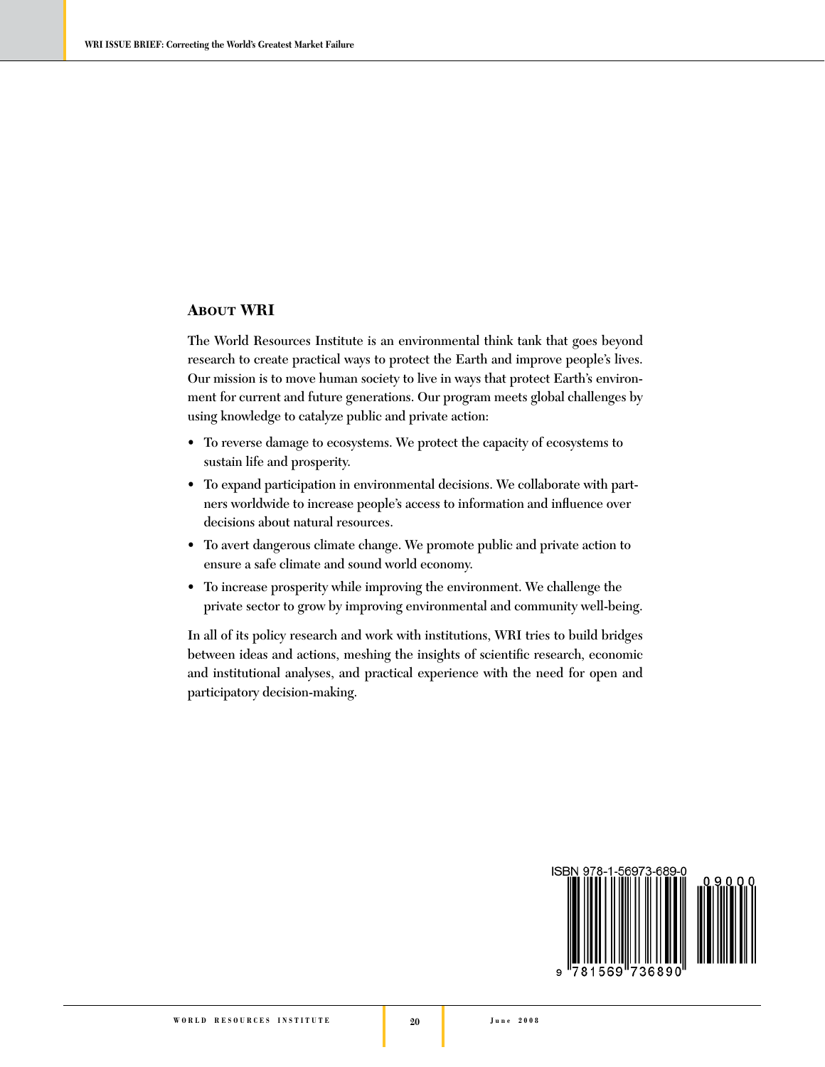## About WRI

The World Resources Institute is an environmental think tank that goes beyond research to create practical ways to protect the Earth and improve people's lives. Our mission is to move human society to live in ways that protect Earth's environment for current and future generations. Our program meets global challenges by using knowledge to catalyze public and private action:

- To reverse damage to ecosystems. We protect the capacity of ecosystems to sustain life and prosperity.
- To expand participation in environmental decisions. We collaborate with partners worldwide to increase people's access to information and influence over decisions about natural resources.
- To avert dangerous climate change. We promote public and private action to ensure a safe climate and sound world economy.
- To increase prosperity while improving the environment. We challenge the private sector to grow by improving environmental and community well-being.

In all of its policy research and work with institutions, WRI tries to build bridges between ideas and actions, meshing the insights of scientific research, economic and institutional analyses, and practical experience with the need for open and participatory decision-making.

ISBN 978-1-56973-689-0